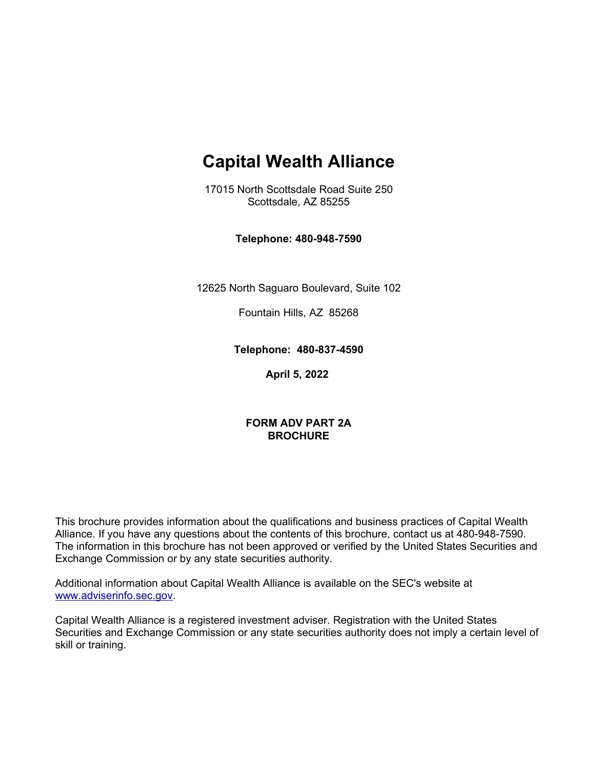# Capital Wealth Alliance

17015 North Scottsdale Road Suite 250
Scottsdale, AZ 85255

**Telephone: 480-948-7590**

12625 North Saguaro Boulevard, Suite 102

Fountain Hills, AZ 85268

**Telephone: 480-837-4590**

**April 5, 2022**

**FORM ADV PART 2A**
**BROCHURE**

This brochure provides information about the qualifications and business practices of Capital Wealth Alliance. If you have any questions about the contents of this brochure, contact us at 480-948-7590. The information in this brochure has not been approved or verified by the United States Securities and Exchange Commission or by any state securities authority.

Additional information about Capital Wealth Alliance is available on the SEC's website at www.adviserinfo.sec.gov.

Capital Wealth Alliance is a registered investment adviser. Registration with the United States Securities and Exchange Commission or any state securities authority does not imply a certain level of skill or training.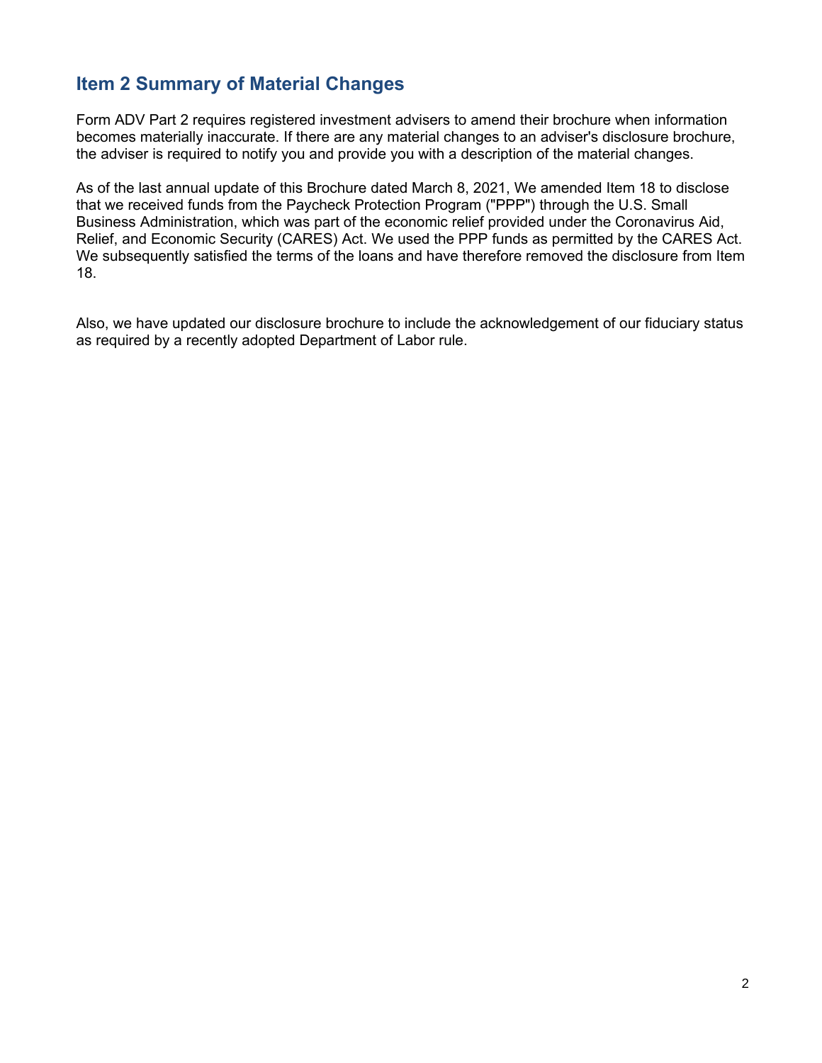## Item 2 Summary of Material Changes

Form ADV Part 2 requires registered investment advisers to amend their brochure when information becomes materially inaccurate. If there are any material changes to an adviser's disclosure brochure, the adviser is required to notify you and provide you with a description of the material changes.

As of the last annual update of this Brochure dated March 8, 2021, We amended Item 18 to disclose that we received funds from the Paycheck Protection Program ("PPP") through the U.S. Small Business Administration, which was part of the economic relief provided under the Coronavirus Aid, Relief, and Economic Security (CARES) Act. We used the PPP funds as permitted by the CARES Act. We subsequently satisfied the terms of the loans and have therefore removed the disclosure from Item 18.

Also, we have updated our disclosure brochure to include the acknowledgement of our fiduciary status as required by a recently adopted Department of Labor rule.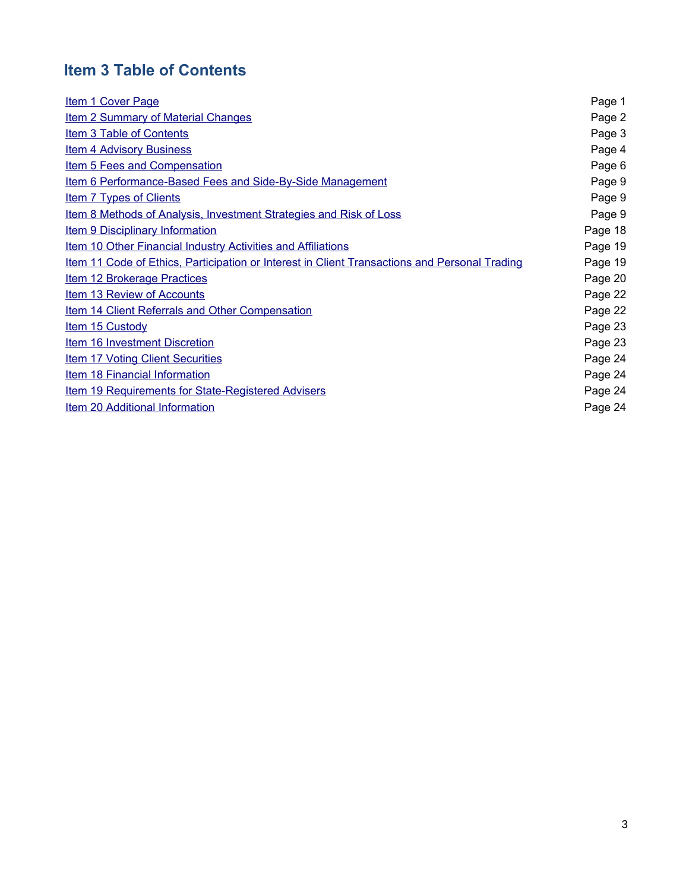## Item 3 Table of Contents

| | |
|---|---|
| Item 1 Cover Page | Page 1 |
| Item 2 Summary of Material Changes | Page 2 |
| Item 3 Table of Contents | Page 3 |
| Item 4 Advisory Business | Page 4 |
| Item 5 Fees and Compensation | Page 6 |
| Item 6 Performance-Based Fees and Side-By-Side Management | Page 9 |
| Item 7 Types of Clients | Page 9 |
| Item 8 Methods of Analysis, Investment Strategies and Risk of Loss | Page 9 |
| Item 9 Disciplinary Information | Page 18 |
| Item 10 Other Financial Industry Activities and Affiliations | Page 19 |
| Item 11 Code of Ethics, Participation or Interest in Client Transactions and Personal Trading | Page 19 |
| Item 12 Brokerage Practices | Page 20 |
| Item 13 Review of Accounts | Page 22 |
| Item 14 Client Referrals and Other Compensation | Page 22 |
| Item 15 Custody | Page 23 |
| Item 16 Investment Discretion | Page 23 |
| Item 17 Voting Client Securities | Page 24 |
| Item 18 Financial Information | Page 24 |
| Item 19 Requirements for State-Registered Advisers | Page 24 |
| Item 20 Additional Information | Page 24 |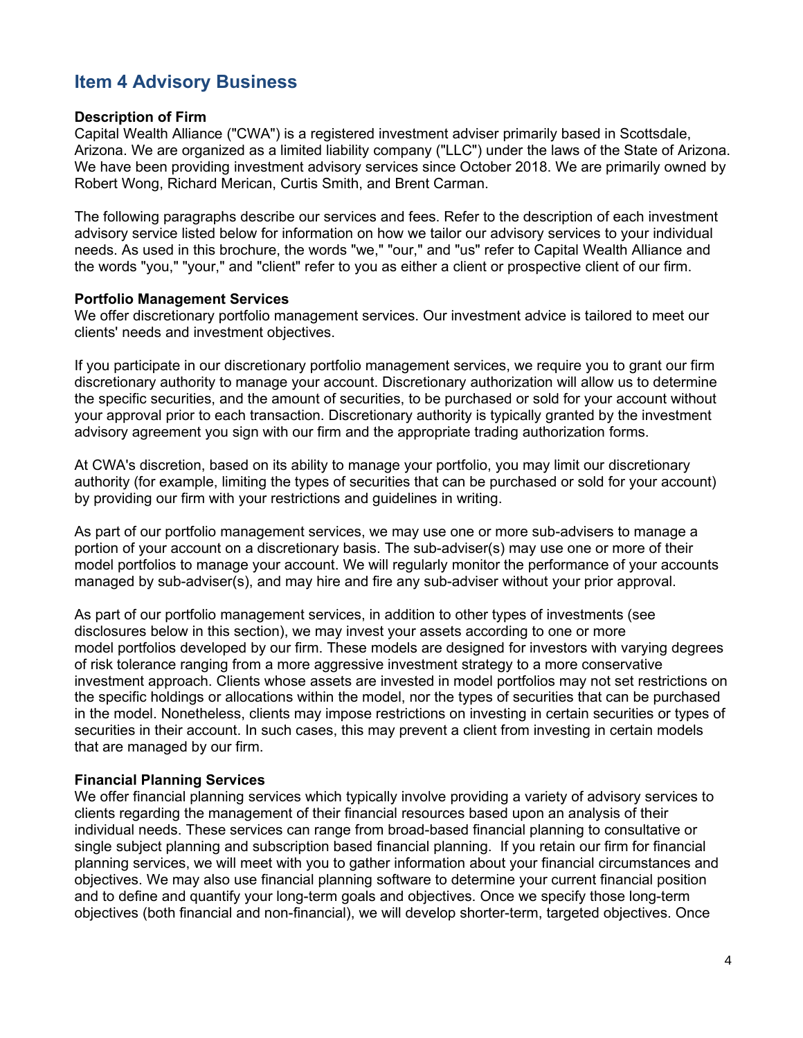## Item 4 Advisory Business

**Description of Firm**

Capital Wealth Alliance ("CWA") is a registered investment adviser primarily based in Scottsdale, Arizona. We are organized as a limited liability company ("LLC") under the laws of the State of Arizona. We have been providing investment advisory services since October 2018. We are primarily owned by Robert Wong, Richard Merican, Curtis Smith, and Brent Carman.

The following paragraphs describe our services and fees. Refer to the description of each investment advisory service listed below for information on how we tailor our advisory services to your individual needs. As used in this brochure, the words "we," "our," and "us" refer to Capital Wealth Alliance and the words "you," "your," and "client" refer to you as either a client or prospective client of our firm.

**Portfolio Management Services**

We offer discretionary portfolio management services. Our investment advice is tailored to meet our clients' needs and investment objectives.

If you participate in our discretionary portfolio management services, we require you to grant our firm discretionary authority to manage your account. Discretionary authorization will allow us to determine the specific securities, and the amount of securities, to be purchased or sold for your account without your approval prior to each transaction. Discretionary authority is typically granted by the investment advisory agreement you sign with our firm and the appropriate trading authorization forms.

At CWA's discretion, based on its ability to manage your portfolio, you may limit our discretionary authority (for example, limiting the types of securities that can be purchased or sold for your account) by providing our firm with your restrictions and guidelines in writing.

As part of our portfolio management services, we may use one or more sub-advisers to manage a portion of your account on a discretionary basis. The sub-adviser(s) may use one or more of their model portfolios to manage your account. We will regularly monitor the performance of your accounts managed by sub-adviser(s), and may hire and fire any sub-adviser without your prior approval.

As part of our portfolio management services, in addition to other types of investments (see disclosures below in this section), we may invest your assets according to one or more model portfolios developed by our firm. These models are designed for investors with varying degrees of risk tolerance ranging from a more aggressive investment strategy to a more conservative investment approach. Clients whose assets are invested in model portfolios may not set restrictions on the specific holdings or allocations within the model, nor the types of securities that can be purchased in the model. Nonetheless, clients may impose restrictions on investing in certain securities or types of securities in their account. In such cases, this may prevent a client from investing in certain models that are managed by our firm.

**Financial Planning Services**

We offer financial planning services which typically involve providing a variety of advisory services to clients regarding the management of their financial resources based upon an analysis of their individual needs. These services can range from broad-based financial planning to consultative or single subject planning and subscription based financial planning. If you retain our firm for financial planning services, we will meet with you to gather information about your financial circumstances and objectives. We may also use financial planning software to determine your current financial position and to define and quantify your long-term goals and objectives. Once we specify those long-term objectives (both financial and non-financial), we will develop shorter-term, targeted objectives. Once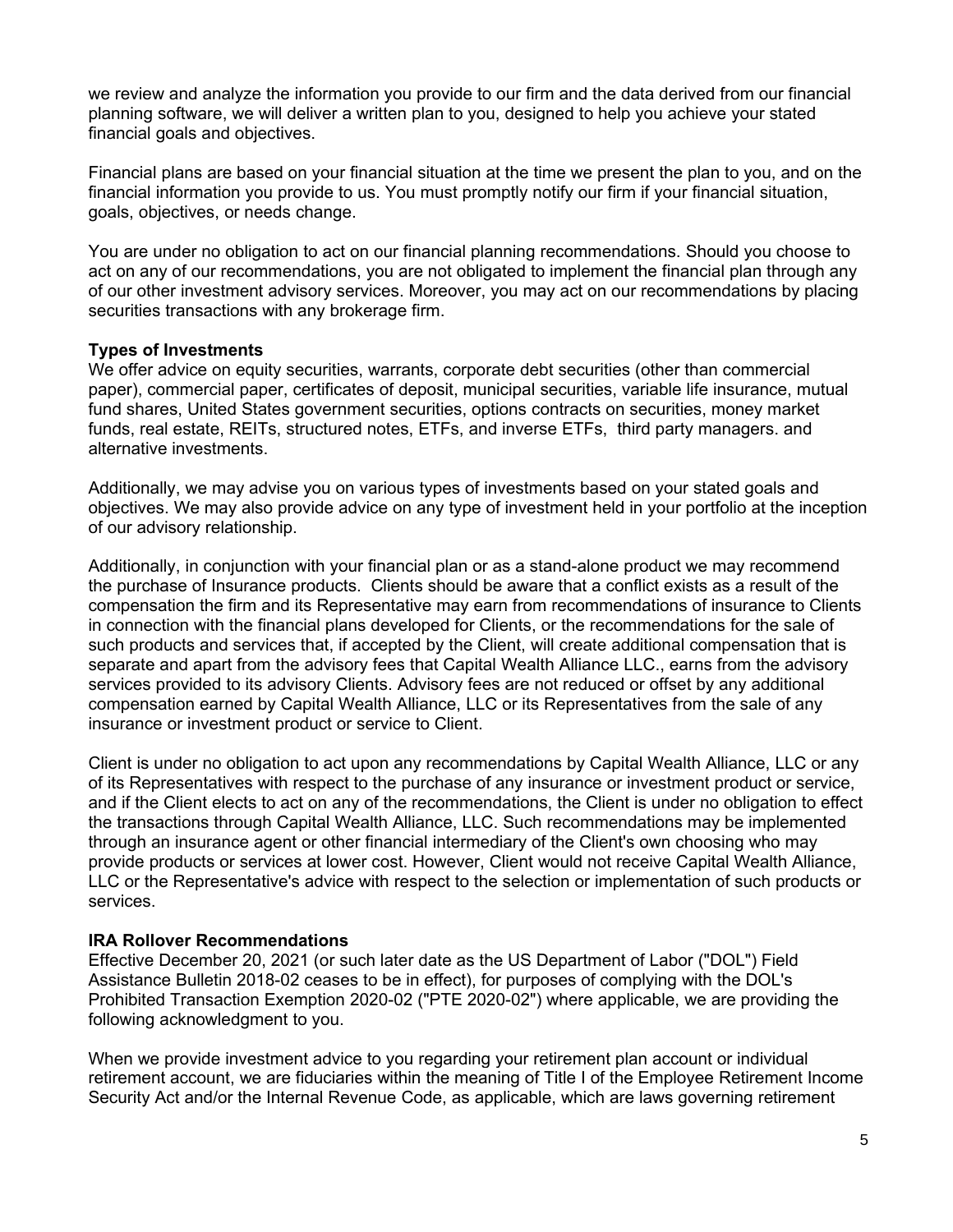we review and analyze the information you provide to our firm and the data derived from our financial planning software, we will deliver a written plan to you, designed to help you achieve your stated financial goals and objectives.

Financial plans are based on your financial situation at the time we present the plan to you, and on the financial information you provide to us. You must promptly notify our firm if your financial situation, goals, objectives, or needs change.

You are under no obligation to act on our financial planning recommendations. Should you choose to act on any of our recommendations, you are not obligated to implement the financial plan through any of our other investment advisory services. Moreover, you may act on our recommendations by placing securities transactions with any brokerage firm.

**Types of Investments**
We offer advice on equity securities, warrants, corporate debt securities (other than commercial paper), commercial paper, certificates of deposit, municipal securities, variable life insurance, mutual fund shares, United States government securities, options contracts on securities, money market funds, real estate, REITs, structured notes, ETFs, and inverse ETFs,  third party managers. and alternative investments.

Additionally, we may advise you on various types of investments based on your stated goals and objectives. We may also provide advice on any type of investment held in your portfolio at the inception of our advisory relationship.

Additionally, in conjunction with your financial plan or as a stand-alone product we may recommend the purchase of Insurance products.  Clients should be aware that a conflict exists as a result of the compensation the firm and its Representative may earn from recommendations of insurance to Clients in connection with the financial plans developed for Clients, or the recommendations for the sale of such products and services that, if accepted by the Client, will create additional compensation that is separate and apart from the advisory fees that Capital Wealth Alliance LLC., earns from the advisory services provided to its advisory Clients. Advisory fees are not reduced or offset by any additional compensation earned by Capital Wealth Alliance, LLC or its Representatives from the sale of any insurance or investment product or service to Client.

Client is under no obligation to act upon any recommendations by Capital Wealth Alliance, LLC or any of its Representatives with respect to the purchase of any insurance or investment product or service, and if the Client elects to act on any of the recommendations, the Client is under no obligation to effect the transactions through Capital Wealth Alliance, LLC. Such recommendations may be implemented through an insurance agent or other financial intermediary of the Client's own choosing who may provide products or services at lower cost. However, Client would not receive Capital Wealth Alliance, LLC or the Representative's advice with respect to the selection or implementation of such products or services.

**IRA Rollover Recommendations**
Effective December 20, 2021 (or such later date as the US Department of Labor ("DOL") Field Assistance Bulletin 2018-02 ceases to be in effect), for purposes of complying with the DOL's Prohibited Transaction Exemption 2020-02 ("PTE 2020-02") where applicable, we are providing the following acknowledgment to you.

When we provide investment advice to you regarding your retirement plan account or individual retirement account, we are fiduciaries within the meaning of Title I of the Employee Retirement Income Security Act and/or the Internal Revenue Code, as applicable, which are laws governing retirement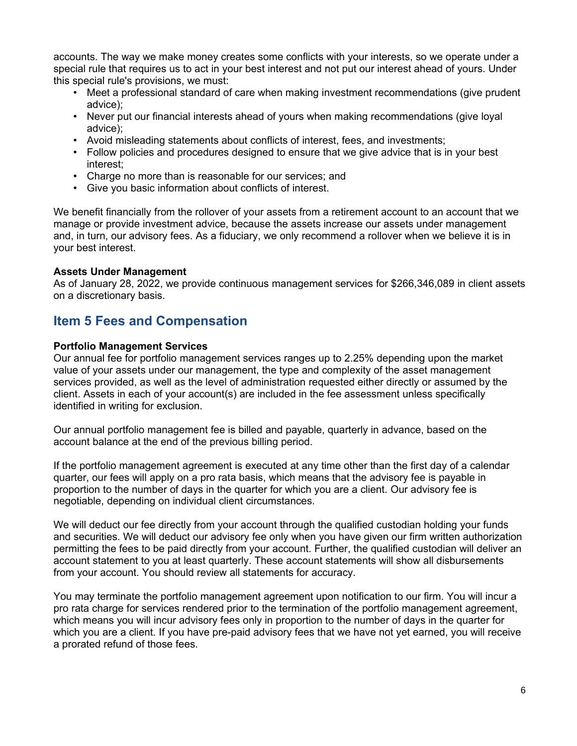accounts. The way we make money creates some conflicts with your interests, so we operate under a special rule that requires us to act in your best interest and not put our interest ahead of yours. Under this special rule's provisions, we must:

- Meet a professional standard of care when making investment recommendations (give prudent advice);
- Never put our financial interests ahead of yours when making recommendations (give loyal advice);
- Avoid misleading statements about conflicts of interest, fees, and investments;
- Follow policies and procedures designed to ensure that we give advice that is in your best interest;
- Charge no more than is reasonable for our services; and
- Give you basic information about conflicts of interest.

We benefit financially from the rollover of your assets from a retirement account to an account that we manage or provide investment advice, because the assets increase our assets under management and, in turn, our advisory fees. As a fiduciary, we only recommend a rollover when we believe it is in your best interest.

**Assets Under Management**

As of January 28, 2022, we provide continuous management services for $266,346,089 in client assets on a discretionary basis.

## Item 5 Fees and Compensation

**Portfolio Management Services**

Our annual fee for portfolio management services ranges up to 2.25% depending upon the market value of your assets under our management, the type and complexity of the asset management services provided, as well as the level of administration requested either directly or assumed by the client. Assets in each of your account(s) are included in the fee assessment unless specifically identified in writing for exclusion.

Our annual portfolio management fee is billed and payable, quarterly in advance, based on the account balance at the end of the previous billing period.

If the portfolio management agreement is executed at any time other than the first day of a calendar quarter, our fees will apply on a pro rata basis, which means that the advisory fee is payable in proportion to the number of days in the quarter for which you are a client. Our advisory fee is negotiable, depending on individual client circumstances.

We will deduct our fee directly from your account through the qualified custodian holding your funds and securities. We will deduct our advisory fee only when you have given our firm written authorization permitting the fees to be paid directly from your account. Further, the qualified custodian will deliver an account statement to you at least quarterly. These account statements will show all disbursements from your account. You should review all statements for accuracy.

You may terminate the portfolio management agreement upon notification to our firm. You will incur a pro rata charge for services rendered prior to the termination of the portfolio management agreement, which means you will incur advisory fees only in proportion to the number of days in the quarter for which you are a client. If you have pre-paid advisory fees that we have not yet earned, you will receive a prorated refund of those fees.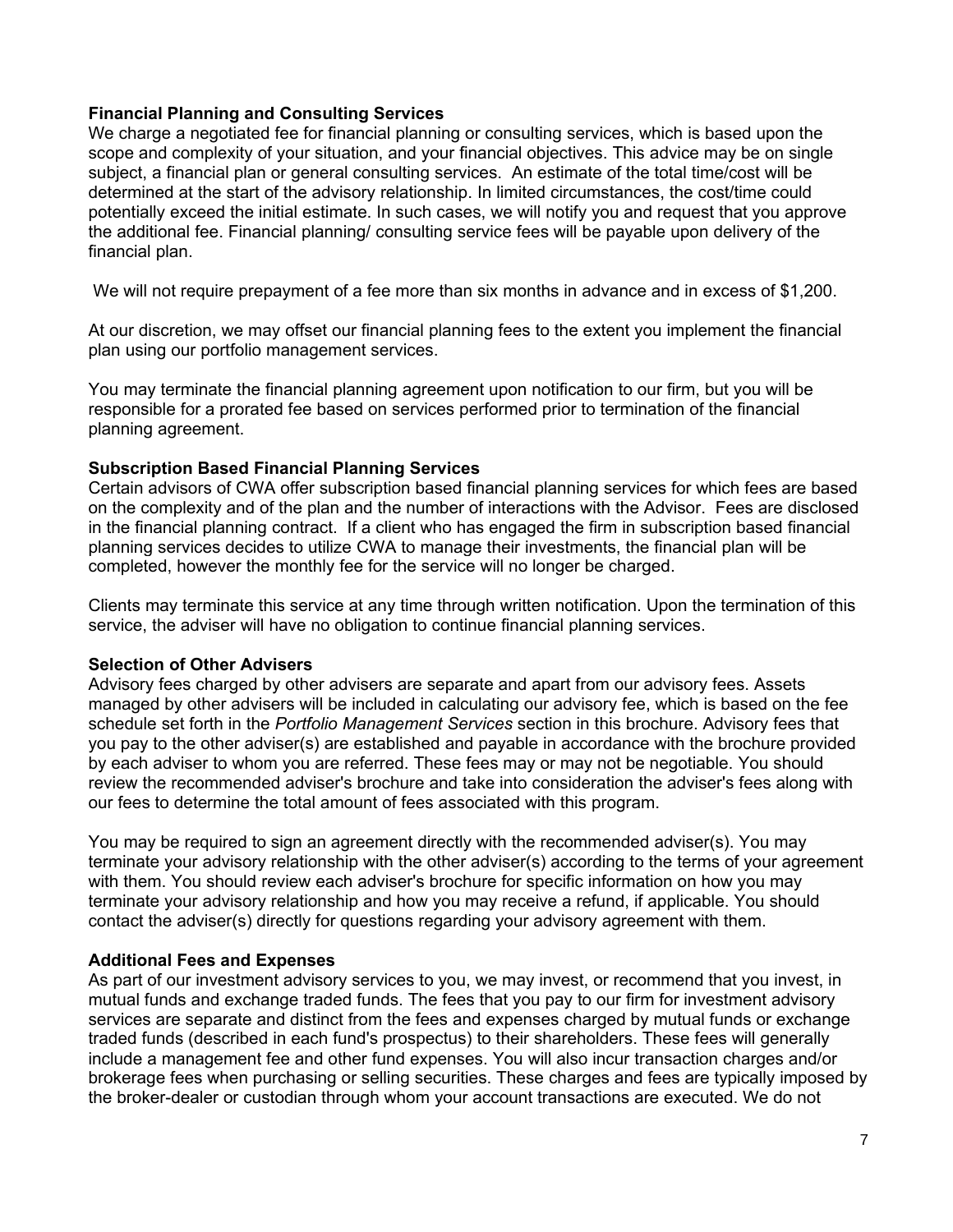**Financial Planning and Consulting Services**

We charge a negotiated fee for financial planning or consulting services, which is based upon the scope and complexity of your situation, and your financial objectives. This advice may be on single subject, a financial plan or general consulting services. An estimate of the total time/cost will be determined at the start of the advisory relationship. In limited circumstances, the cost/time could potentially exceed the initial estimate. In such cases, we will notify you and request that you approve the additional fee. Financial planning/ consulting service fees will be payable upon delivery of the financial plan.

We will not require prepayment of a fee more than six months in advance and in excess of $1,200.

At our discretion, we may offset our financial planning fees to the extent you implement the financial plan using our portfolio management services.

You may terminate the financial planning agreement upon notification to our firm, but you will be responsible for a prorated fee based on services performed prior to termination of the financial planning agreement.

**Subscription Based Financial Planning Services**

Certain advisors of CWA offer subscription based financial planning services for which fees are based on the complexity and of the plan and the number of interactions with the Advisor. Fees are disclosed in the financial planning contract. If a client who has engaged the firm in subscription based financial planning services decides to utilize CWA to manage their investments, the financial plan will be completed, however the monthly fee for the service will no longer be charged.

Clients may terminate this service at any time through written notification. Upon the termination of this service, the adviser will have no obligation to continue financial planning services.

**Selection of Other Advisers**

Advisory fees charged by other advisers are separate and apart from our advisory fees. Assets managed by other advisers will be included in calculating our advisory fee, which is based on the fee schedule set forth in the *Portfolio Management Services* section in this brochure. Advisory fees that you pay to the other adviser(s) are established and payable in accordance with the brochure provided by each adviser to whom you are referred. These fees may or may not be negotiable. You should review the recommended adviser's brochure and take into consideration the adviser's fees along with our fees to determine the total amount of fees associated with this program.

You may be required to sign an agreement directly with the recommended adviser(s). You may terminate your advisory relationship with the other adviser(s) according to the terms of your agreement with them. You should review each adviser's brochure for specific information on how you may terminate your advisory relationship and how you may receive a refund, if applicable. You should contact the adviser(s) directly for questions regarding your advisory agreement with them.

**Additional Fees and Expenses**

As part of our investment advisory services to you, we may invest, or recommend that you invest, in mutual funds and exchange traded funds. The fees that you pay to our firm for investment advisory services are separate and distinct from the fees and expenses charged by mutual funds or exchange traded funds (described in each fund's prospectus) to their shareholders. These fees will generally include a management fee and other fund expenses. You will also incur transaction charges and/or brokerage fees when purchasing or selling securities. These charges and fees are typically imposed by the broker-dealer or custodian through whom your account transactions are executed. We do not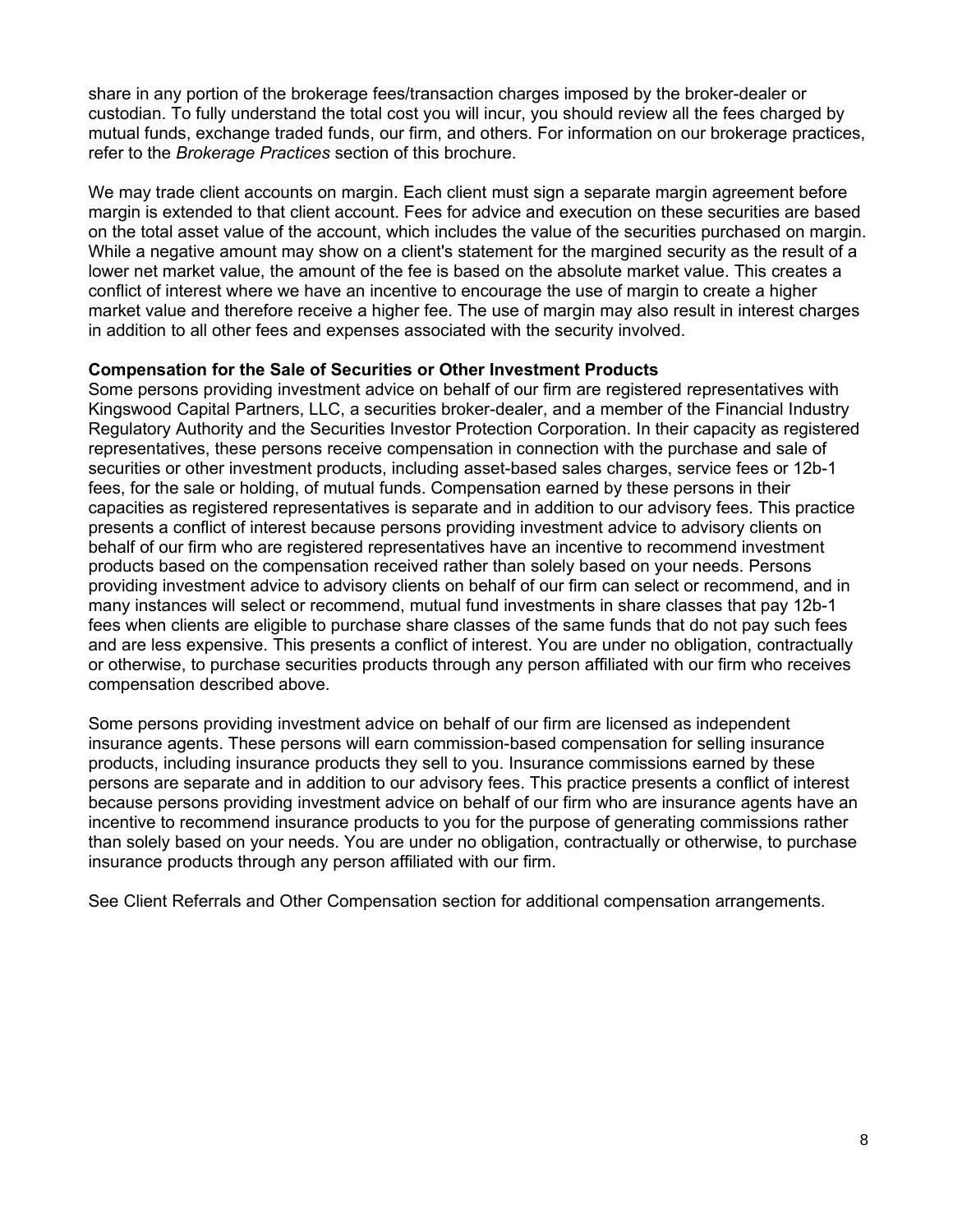share in any portion of the brokerage fees/transaction charges imposed by the broker-dealer or custodian. To fully understand the total cost you will incur, you should review all the fees charged by mutual funds, exchange traded funds, our firm, and others. For information on our brokerage practices, refer to the *Brokerage Practices* section of this brochure.

We may trade client accounts on margin. Each client must sign a separate margin agreement before margin is extended to that client account. Fees for advice and execution on these securities are based on the total asset value of the account, which includes the value of the securities purchased on margin. While a negative amount may show on a client's statement for the margined security as the result of a lower net market value, the amount of the fee is based on the absolute market value. This creates a conflict of interest where we have an incentive to encourage the use of margin to create a higher market value and therefore receive a higher fee. The use of margin may also result in interest charges in addition to all other fees and expenses associated with the security involved.

**Compensation for the Sale of Securities or Other Investment Products**

Some persons providing investment advice on behalf of our firm are registered representatives with Kingswood Capital Partners, LLC, a securities broker-dealer, and a member of the Financial Industry Regulatory Authority and the Securities Investor Protection Corporation. In their capacity as registered representatives, these persons receive compensation in connection with the purchase and sale of securities or other investment products, including asset-based sales charges, service fees or 12b-1 fees, for the sale or holding, of mutual funds. Compensation earned by these persons in their capacities as registered representatives is separate and in addition to our advisory fees. This practice presents a conflict of interest because persons providing investment advice to advisory clients on behalf of our firm who are registered representatives have an incentive to recommend investment products based on the compensation received rather than solely based on your needs. Persons providing investment advice to advisory clients on behalf of our firm can select or recommend, and in many instances will select or recommend, mutual fund investments in share classes that pay 12b-1 fees when clients are eligible to purchase share classes of the same funds that do not pay such fees and are less expensive. This presents a conflict of interest. You are under no obligation, contractually or otherwise, to purchase securities products through any person affiliated with our firm who receives compensation described above.

Some persons providing investment advice on behalf of our firm are licensed as independent insurance agents. These persons will earn commission-based compensation for selling insurance products, including insurance products they sell to you. Insurance commissions earned by these persons are separate and in addition to our advisory fees. This practice presents a conflict of interest because persons providing investment advice on behalf of our firm who are insurance agents have an incentive to recommend insurance products to you for the purpose of generating commissions rather than solely based on your needs. You are under no obligation, contractually or otherwise, to purchase insurance products through any person affiliated with our firm.

See Client Referrals and Other Compensation section for additional compensation arrangements.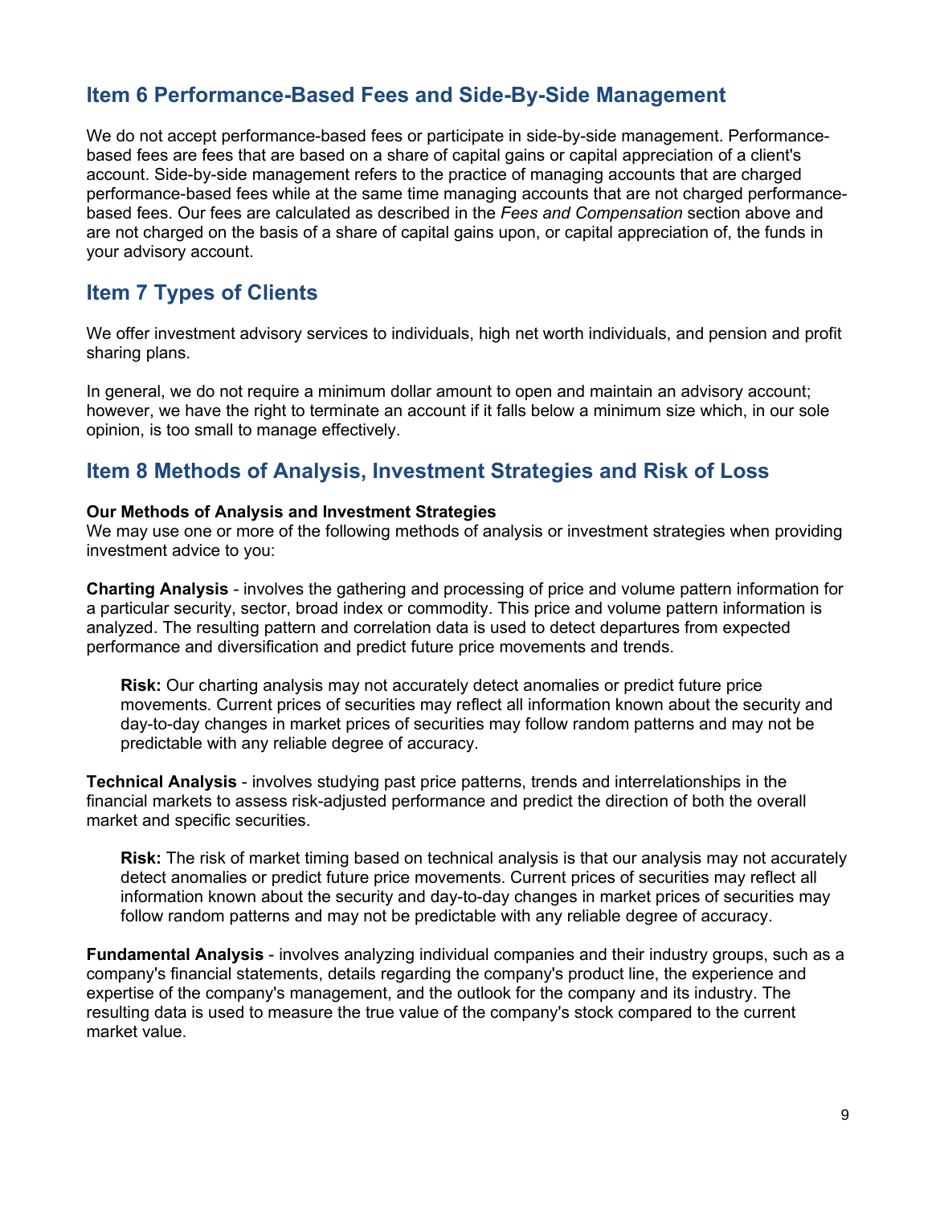## Item 6 Performance-Based Fees and Side-By-Side Management

We do not accept performance-based fees or participate in side-by-side management. Performance-based fees are fees that are based on a share of capital gains or capital appreciation of a client's account. Side-by-side management refers to the practice of managing accounts that are charged performance-based fees while at the same time managing accounts that are not charged performance-based fees. Our fees are calculated as described in the *Fees and Compensation* section above and are not charged on the basis of a share of capital gains upon, or capital appreciation of, the funds in your advisory account.

## Item 7 Types of Clients

We offer investment advisory services to individuals, high net worth individuals, and pension and profit sharing plans.

In general, we do not require a minimum dollar amount to open and maintain an advisory account; however, we have the right to terminate an account if it falls below a minimum size which, in our sole opinion, is too small to manage effectively.

## Item 8 Methods of Analysis, Investment Strategies and Risk of Loss

**Our Methods of Analysis and Investment Strategies**
We may use one or more of the following methods of analysis or investment strategies when providing investment advice to you:

**Charting Analysis** - involves the gathering and processing of price and volume pattern information for a particular security, sector, broad index or commodity. This price and volume pattern information is analyzed. The resulting pattern and correlation data is used to detect departures from expected performance and diversification and predict future price movements and trends.

> **Risk:** Our charting analysis may not accurately detect anomalies or predict future price movements. Current prices of securities may reflect all information known about the security and day-to-day changes in market prices of securities may follow random patterns and may not be predictable with any reliable degree of accuracy.

**Technical Analysis** - involves studying past price patterns, trends and interrelationships in the financial markets to assess risk-adjusted performance and predict the direction of both the overall market and specific securities.

> **Risk:** The risk of market timing based on technical analysis is that our analysis may not accurately detect anomalies or predict future price movements. Current prices of securities may reflect all information known about the security and day-to-day changes in market prices of securities may follow random patterns and may not be predictable with any reliable degree of accuracy.

**Fundamental Analysis** - involves analyzing individual companies and their industry groups, such as a company's financial statements, details regarding the company's product line, the experience and expertise of the company's management, and the outlook for the company and its industry. The resulting data is used to measure the true value of the company's stock compared to the current market value.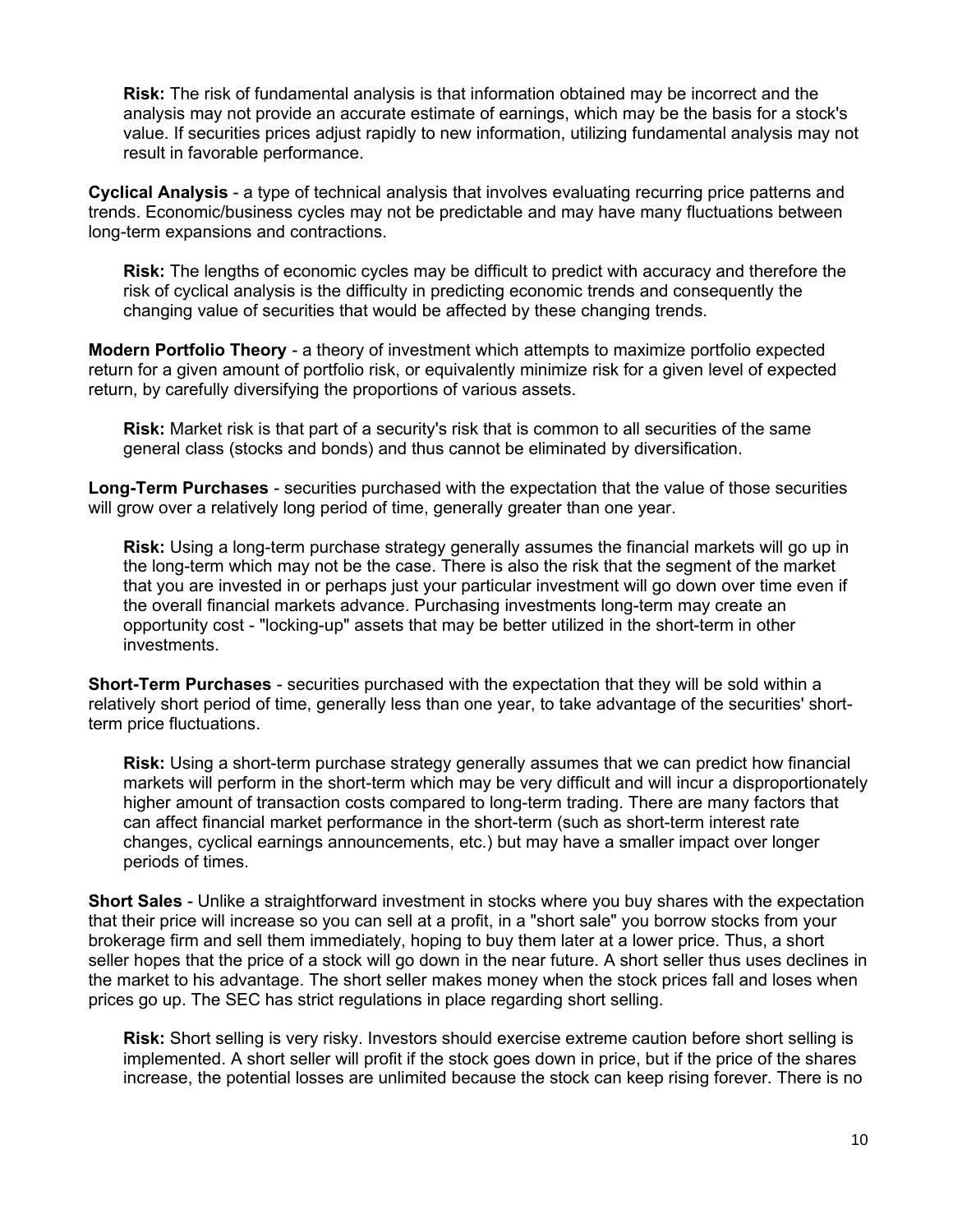**Risk:** The risk of fundamental analysis is that information obtained may be incorrect and the analysis may not provide an accurate estimate of earnings, which may be the basis for a stock's value. If securities prices adjust rapidly to new information, utilizing fundamental analysis may not result in favorable performance.

**Cyclical Analysis** - a type of technical analysis that involves evaluating recurring price patterns and trends. Economic/business cycles may not be predictable and may have many fluctuations between long-term expansions and contractions.

**Risk:** The lengths of economic cycles may be difficult to predict with accuracy and therefore the risk of cyclical analysis is the difficulty in predicting economic trends and consequently the changing value of securities that would be affected by these changing trends.

**Modern Portfolio Theory** - a theory of investment which attempts to maximize portfolio expected return for a given amount of portfolio risk, or equivalently minimize risk for a given level of expected return, by carefully diversifying the proportions of various assets.

**Risk:** Market risk is that part of a security's risk that is common to all securities of the same general class (stocks and bonds) and thus cannot be eliminated by diversification.

**Long-Term Purchases** - securities purchased with the expectation that the value of those securities will grow over a relatively long period of time, generally greater than one year.

**Risk:** Using a long-term purchase strategy generally assumes the financial markets will go up in the long-term which may not be the case. There is also the risk that the segment of the market that you are invested in or perhaps just your particular investment will go down over time even if the overall financial markets advance. Purchasing investments long-term may create an opportunity cost - "locking-up" assets that may be better utilized in the short-term in other investments.

**Short-Term Purchases** - securities purchased with the expectation that they will be sold within a relatively short period of time, generally less than one year, to take advantage of the securities' short-term price fluctuations.

**Risk:** Using a short-term purchase strategy generally assumes that we can predict how financial markets will perform in the short-term which may be very difficult and will incur a disproportionately higher amount of transaction costs compared to long-term trading. There are many factors that can affect financial market performance in the short-term (such as short-term interest rate changes, cyclical earnings announcements, etc.) but may have a smaller impact over longer periods of times.

**Short Sales** - Unlike a straightforward investment in stocks where you buy shares with the expectation that their price will increase so you can sell at a profit, in a "short sale" you borrow stocks from your brokerage firm and sell them immediately, hoping to buy them later at a lower price. Thus, a short seller hopes that the price of a stock will go down in the near future. A short seller thus uses declines in the market to his advantage. The short seller makes money when the stock prices fall and loses when prices go up. The SEC has strict regulations in place regarding short selling.

**Risk:** Short selling is very risky. Investors should exercise extreme caution before short selling is implemented. A short seller will profit if the stock goes down in price, but if the price of the shares increase, the potential losses are unlimited because the stock can keep rising forever. There is no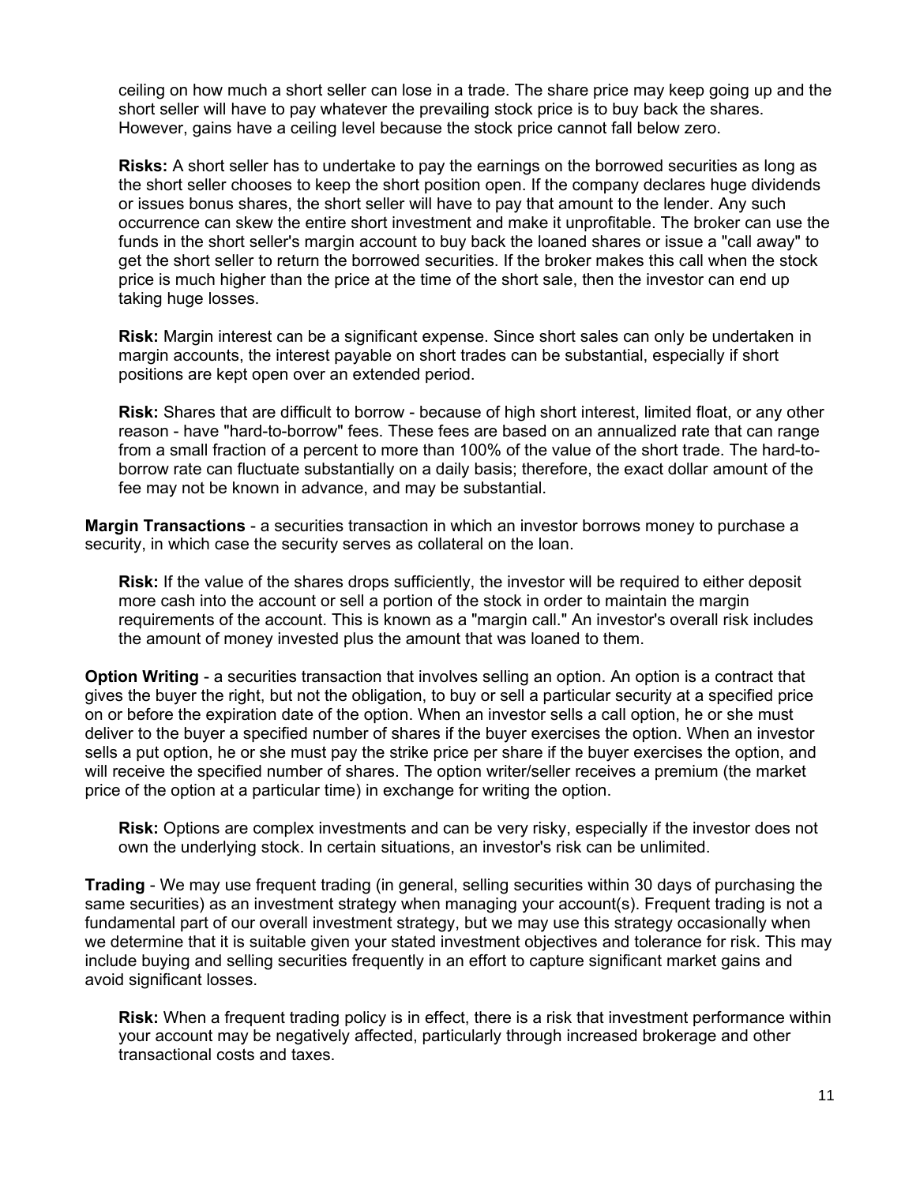ceiling on how much a short seller can lose in a trade. The share price may keep going up and the short seller will have to pay whatever the prevailing stock price is to buy back the shares. However, gains have a ceiling level because the stock price cannot fall below zero.

**Risks:** A short seller has to undertake to pay the earnings on the borrowed securities as long as the short seller chooses to keep the short position open. If the company declares huge dividends or issues bonus shares, the short seller will have to pay that amount to the lender. Any such occurrence can skew the entire short investment and make it unprofitable. The broker can use the funds in the short seller's margin account to buy back the loaned shares or issue a "call away" to get the short seller to return the borrowed securities. If the broker makes this call when the stock price is much higher than the price at the time of the short sale, then the investor can end up taking huge losses.

**Risk:** Margin interest can be a significant expense. Since short sales can only be undertaken in margin accounts, the interest payable on short trades can be substantial, especially if short positions are kept open over an extended period.

**Risk:** Shares that are difficult to borrow - because of high short interest, limited float, or any other reason - have "hard-to-borrow" fees. These fees are based on an annualized rate that can range from a small fraction of a percent to more than 100% of the value of the short trade. The hard-to-borrow rate can fluctuate substantially on a daily basis; therefore, the exact dollar amount of the fee may not be known in advance, and may be substantial.

**Margin Transactions** - a securities transaction in which an investor borrows money to purchase a security, in which case the security serves as collateral on the loan.

**Risk:** If the value of the shares drops sufficiently, the investor will be required to either deposit more cash into the account or sell a portion of the stock in order to maintain the margin requirements of the account. This is known as a "margin call." An investor's overall risk includes the amount of money invested plus the amount that was loaned to them.

**Option Writing** - a securities transaction that involves selling an option. An option is a contract that gives the buyer the right, but not the obligation, to buy or sell a particular security at a specified price on or before the expiration date of the option. When an investor sells a call option, he or she must deliver to the buyer a specified number of shares if the buyer exercises the option. When an investor sells a put option, he or she must pay the strike price per share if the buyer exercises the option, and will receive the specified number of shares. The option writer/seller receives a premium (the market price of the option at a particular time) in exchange for writing the option.

**Risk:** Options are complex investments and can be very risky, especially if the investor does not own the underlying stock. In certain situations, an investor's risk can be unlimited.

**Trading** - We may use frequent trading (in general, selling securities within 30 days of purchasing the same securities) as an investment strategy when managing your account(s). Frequent trading is not a fundamental part of our overall investment strategy, but we may use this strategy occasionally when we determine that it is suitable given your stated investment objectives and tolerance for risk. This may include buying and selling securities frequently in an effort to capture significant market gains and avoid significant losses.

**Risk:** When a frequent trading policy is in effect, there is a risk that investment performance within your account may be negatively affected, particularly through increased brokerage and other transactional costs and taxes.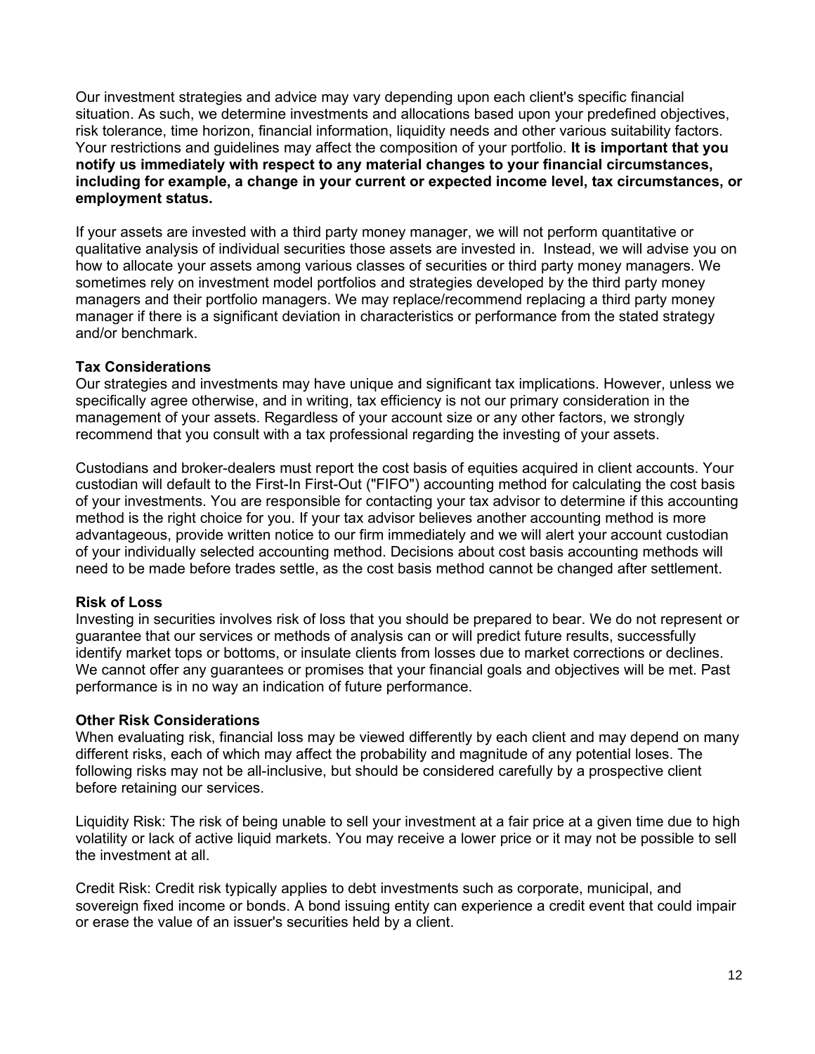Our investment strategies and advice may vary depending upon each client's specific financial situation. As such, we determine investments and allocations based upon your predefined objectives, risk tolerance, time horizon, financial information, liquidity needs and other various suitability factors. Your restrictions and guidelines may affect the composition of your portfolio. **It is important that you notify us immediately with respect to any material changes to your financial circumstances, including for example, a change in your current or expected income level, tax circumstances, or employment status.**

If your assets are invested with a third party money manager, we will not perform quantitative or qualitative analysis of individual securities those assets are invested in. Instead, we will advise you on how to allocate your assets among various classes of securities or third party money managers. We sometimes rely on investment model portfolios and strategies developed by the third party money managers and their portfolio managers. We may replace/recommend replacing a third party money manager if there is a significant deviation in characteristics or performance from the stated strategy and/or benchmark.

**Tax Considerations**

Our strategies and investments may have unique and significant tax implications. However, unless we specifically agree otherwise, and in writing, tax efficiency is not our primary consideration in the management of your assets. Regardless of your account size or any other factors, we strongly recommend that you consult with a tax professional regarding the investing of your assets.

Custodians and broker-dealers must report the cost basis of equities acquired in client accounts. Your custodian will default to the First-In First-Out ("FIFO") accounting method for calculating the cost basis of your investments. You are responsible for contacting your tax advisor to determine if this accounting method is the right choice for you. If your tax advisor believes another accounting method is more advantageous, provide written notice to our firm immediately and we will alert your account custodian of your individually selected accounting method. Decisions about cost basis accounting methods will need to be made before trades settle, as the cost basis method cannot be changed after settlement.

**Risk of Loss**

Investing in securities involves risk of loss that you should be prepared to bear. We do not represent or guarantee that our services or methods of analysis can or will predict future results, successfully identify market tops or bottoms, or insulate clients from losses due to market corrections or declines. We cannot offer any guarantees or promises that your financial goals and objectives will be met. Past performance is in no way an indication of future performance.

**Other Risk Considerations**

When evaluating risk, financial loss may be viewed differently by each client and may depend on many different risks, each of which may affect the probability and magnitude of any potential loses. The following risks may not be all-inclusive, but should be considered carefully by a prospective client before retaining our services.

Liquidity Risk: The risk of being unable to sell your investment at a fair price at a given time due to high volatility or lack of active liquid markets. You may receive a lower price or it may not be possible to sell the investment at all.

Credit Risk: Credit risk typically applies to debt investments such as corporate, municipal, and sovereign fixed income or bonds. A bond issuing entity can experience a credit event that could impair or erase the value of an issuer's securities held by a client.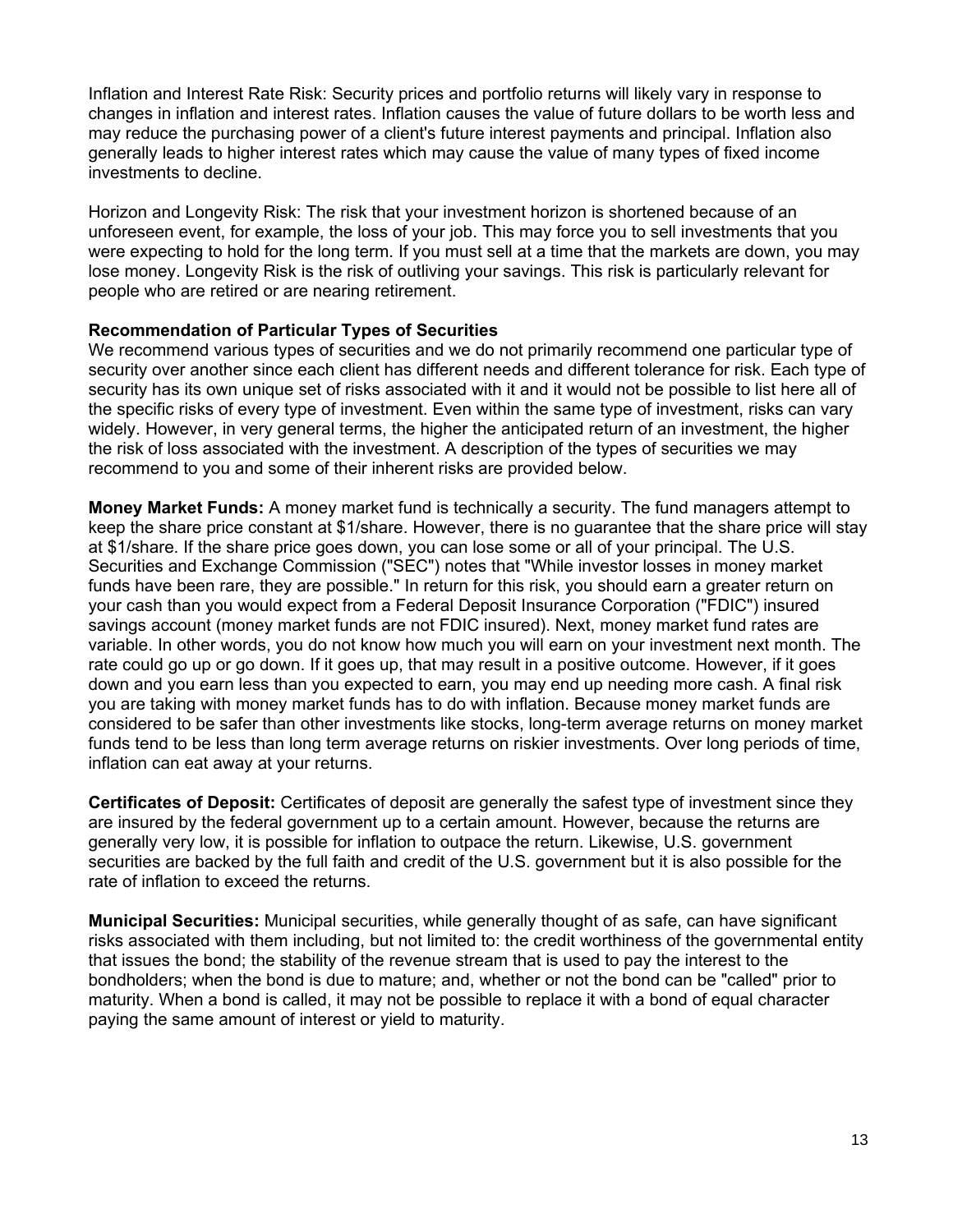Inflation and Interest Rate Risk: Security prices and portfolio returns will likely vary in response to changes in inflation and interest rates. Inflation causes the value of future dollars to be worth less and may reduce the purchasing power of a client's future interest payments and principal. Inflation also generally leads to higher interest rates which may cause the value of many types of fixed income investments to decline.

Horizon and Longevity Risk: The risk that your investment horizon is shortened because of an unforeseen event, for example, the loss of your job. This may force you to sell investments that you were expecting to hold for the long term. If you must sell at a time that the markets are down, you may lose money. Longevity Risk is the risk of outliving your savings. This risk is particularly relevant for people who are retired or are nearing retirement.

**Recommendation of Particular Types of Securities**

We recommend various types of securities and we do not primarily recommend one particular type of security over another since each client has different needs and different tolerance for risk. Each type of security has its own unique set of risks associated with it and it would not be possible to list here all of the specific risks of every type of investment. Even within the same type of investment, risks can vary widely. However, in very general terms, the higher the anticipated return of an investment, the higher the risk of loss associated with the investment. A description of the types of securities we may recommend to you and some of their inherent risks are provided below.

**Money Market Funds:** A money market fund is technically a security. The fund managers attempt to keep the share price constant at $1/share. However, there is no guarantee that the share price will stay at $1/share. If the share price goes down, you can lose some or all of your principal. The U.S. Securities and Exchange Commission ("SEC") notes that "While investor losses in money market funds have been rare, they are possible." In return for this risk, you should earn a greater return on your cash than you would expect from a Federal Deposit Insurance Corporation ("FDIC") insured savings account (money market funds are not FDIC insured). Next, money market fund rates are variable. In other words, you do not know how much you will earn on your investment next month. The rate could go up or go down. If it goes up, that may result in a positive outcome. However, if it goes down and you earn less than you expected to earn, you may end up needing more cash. A final risk you are taking with money market funds has to do with inflation. Because money market funds are considered to be safer than other investments like stocks, long-term average returns on money market funds tend to be less than long term average returns on riskier investments. Over long periods of time, inflation can eat away at your returns.

**Certificates of Deposit:** Certificates of deposit are generally the safest type of investment since they are insured by the federal government up to a certain amount. However, because the returns are generally very low, it is possible for inflation to outpace the return. Likewise, U.S. government securities are backed by the full faith and credit of the U.S. government but it is also possible for the rate of inflation to exceed the returns.

**Municipal Securities:** Municipal securities, while generally thought of as safe, can have significant risks associated with them including, but not limited to: the credit worthiness of the governmental entity that issues the bond; the stability of the revenue stream that is used to pay the interest to the bondholders; when the bond is due to mature; and, whether or not the bond can be "called" prior to maturity. When a bond is called, it may not be possible to replace it with a bond of equal character paying the same amount of interest or yield to maturity.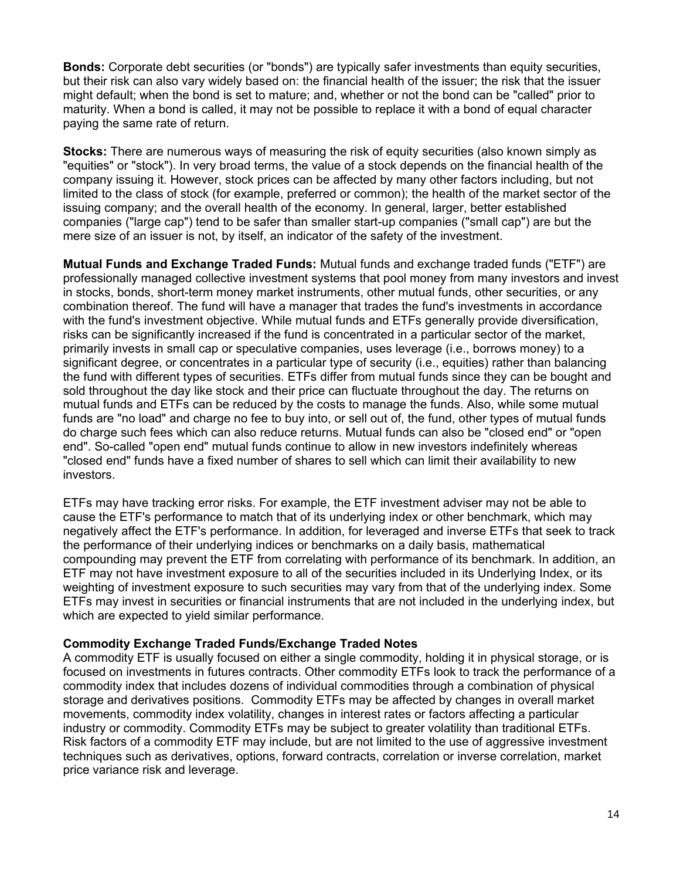**Bonds:** Corporate debt securities (or "bonds") are typically safer investments than equity securities, but their risk can also vary widely based on: the financial health of the issuer; the risk that the issuer might default; when the bond is set to mature; and, whether or not the bond can be "called" prior to maturity. When a bond is called, it may not be possible to replace it with a bond of equal character paying the same rate of return.

**Stocks:** There are numerous ways of measuring the risk of equity securities (also known simply as "equities" or "stock"). In very broad terms, the value of a stock depends on the financial health of the company issuing it. However, stock prices can be affected by many other factors including, but not limited to the class of stock (for example, preferred or common); the health of the market sector of the issuing company; and the overall health of the economy. In general, larger, better established companies ("large cap") tend to be safer than smaller start-up companies ("small cap") are but the mere size of an issuer is not, by itself, an indicator of the safety of the investment.

**Mutual Funds and Exchange Traded Funds:** Mutual funds and exchange traded funds ("ETF") are professionally managed collective investment systems that pool money from many investors and invest in stocks, bonds, short-term money market instruments, other mutual funds, other securities, or any combination thereof. The fund will have a manager that trades the fund's investments in accordance with the fund's investment objective. While mutual funds and ETFs generally provide diversification, risks can be significantly increased if the fund is concentrated in a particular sector of the market, primarily invests in small cap or speculative companies, uses leverage (i.e., borrows money) to a significant degree, or concentrates in a particular type of security (i.e., equities) rather than balancing the fund with different types of securities. ETFs differ from mutual funds since they can be bought and sold throughout the day like stock and their price can fluctuate throughout the day. The returns on mutual funds and ETFs can be reduced by the costs to manage the funds. Also, while some mutual funds are "no load" and charge no fee to buy into, or sell out of, the fund, other types of mutual funds do charge such fees which can also reduce returns. Mutual funds can also be "closed end" or "open end". So-called "open end" mutual funds continue to allow in new investors indefinitely whereas "closed end" funds have a fixed number of shares to sell which can limit their availability to new investors.

ETFs may have tracking error risks. For example, the ETF investment adviser may not be able to cause the ETF's performance to match that of its underlying index or other benchmark, which may negatively affect the ETF's performance. In addition, for leveraged and inverse ETFs that seek to track the performance of their underlying indices or benchmarks on a daily basis, mathematical compounding may prevent the ETF from correlating with performance of its benchmark. In addition, an ETF may not have investment exposure to all of the securities included in its Underlying Index, or its weighting of investment exposure to such securities may vary from that of the underlying index. Some ETFs may invest in securities or financial instruments that are not included in the underlying index, but which are expected to yield similar performance.

**Commodity Exchange Traded Funds/Exchange Traded Notes**

A commodity ETF is usually focused on either a single commodity, holding it in physical storage, or is focused on investments in futures contracts. Other commodity ETFs look to track the performance of a commodity index that includes dozens of individual commodities through a combination of physical storage and derivatives positions. Commodity ETFs may be affected by changes in overall market movements, commodity index volatility, changes in interest rates or factors affecting a particular industry or commodity. Commodity ETFs may be subject to greater volatility than traditional ETFs. Risk factors of a commodity ETF may include, but are not limited to the use of aggressive investment techniques such as derivatives, options, forward contracts, correlation or inverse correlation, market price variance risk and leverage.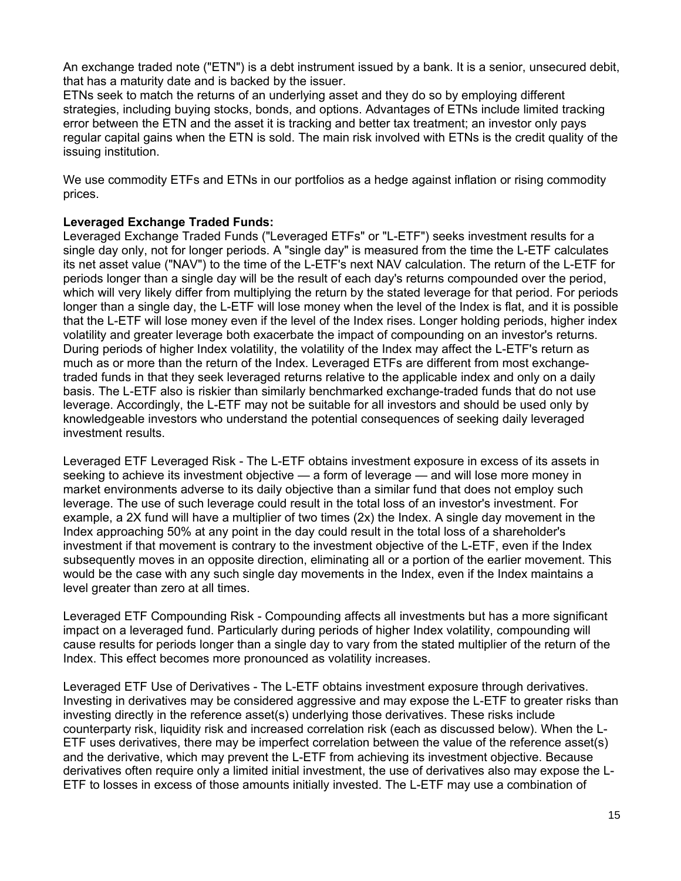An exchange traded note ("ETN") is a debt instrument issued by a bank. It is a senior, unsecured debit, that has a maturity date and is backed by the issuer.
ETNs seek to match the returns of an underlying asset and they do so by employing different strategies, including buying stocks, bonds, and options. Advantages of ETNs include limited tracking error between the ETN and the asset it is tracking and better tax treatment; an investor only pays regular capital gains when the ETN is sold. The main risk involved with ETNs is the credit quality of the issuing institution.

We use commodity ETFs and ETNs in our portfolios as a hedge against inflation or rising commodity prices.

**Leveraged Exchange Traded Funds:**
Leveraged Exchange Traded Funds ("Leveraged ETFs" or "L-ETF") seeks investment results for a single day only, not for longer periods. A "single day" is measured from the time the L-ETF calculates its net asset value ("NAV") to the time of the L-ETF's next NAV calculation. The return of the L-ETF for periods longer than a single day will be the result of each day's returns compounded over the period, which will very likely differ from multiplying the return by the stated leverage for that period. For periods longer than a single day, the L-ETF will lose money when the level of the Index is flat, and it is possible that the L-ETF will lose money even if the level of the Index rises. Longer holding periods, higher index volatility and greater leverage both exacerbate the impact of compounding on an investor's returns. During periods of higher Index volatility, the volatility of the Index may affect the L-ETF's return as much as or more than the return of the Index. Leveraged ETFs are different from most exchange-traded funds in that they seek leveraged returns relative to the applicable index and only on a daily basis. The L-ETF also is riskier than similarly benchmarked exchange-traded funds that do not use leverage. Accordingly, the L-ETF may not be suitable for all investors and should be used only by knowledgeable investors who understand the potential consequences of seeking daily leveraged investment results.

Leveraged ETF Leveraged Risk - The L-ETF obtains investment exposure in excess of its assets in seeking to achieve its investment objective — a form of leverage — and will lose more money in market environments adverse to its daily objective than a similar fund that does not employ such leverage. The use of such leverage could result in the total loss of an investor's investment. For example, a 2X fund will have a multiplier of two times (2x) the Index. A single day movement in the Index approaching 50% at any point in the day could result in the total loss of a shareholder's investment if that movement is contrary to the investment objective of the L-ETF, even if the Index subsequently moves in an opposite direction, eliminating all or a portion of the earlier movement. This would be the case with any such single day movements in the Index, even if the Index maintains a level greater than zero at all times.

Leveraged ETF Compounding Risk - Compounding affects all investments but has a more significant impact on a leveraged fund. Particularly during periods of higher Index volatility, compounding will cause results for periods longer than a single day to vary from the stated multiplier of the return of the Index. This effect becomes more pronounced as volatility increases.

Leveraged ETF Use of Derivatives - The L-ETF obtains investment exposure through derivatives. Investing in derivatives may be considered aggressive and may expose the L-ETF to greater risks than investing directly in the reference asset(s) underlying those derivatives. These risks include counterparty risk, liquidity risk and increased correlation risk (each as discussed below). When the L-ETF uses derivatives, there may be imperfect correlation between the value of the reference asset(s) and the derivative, which may prevent the L-ETF from achieving its investment objective. Because derivatives often require only a limited initial investment, the use of derivatives also may expose the L-ETF to losses in excess of those amounts initially invested. The L-ETF may use a combination of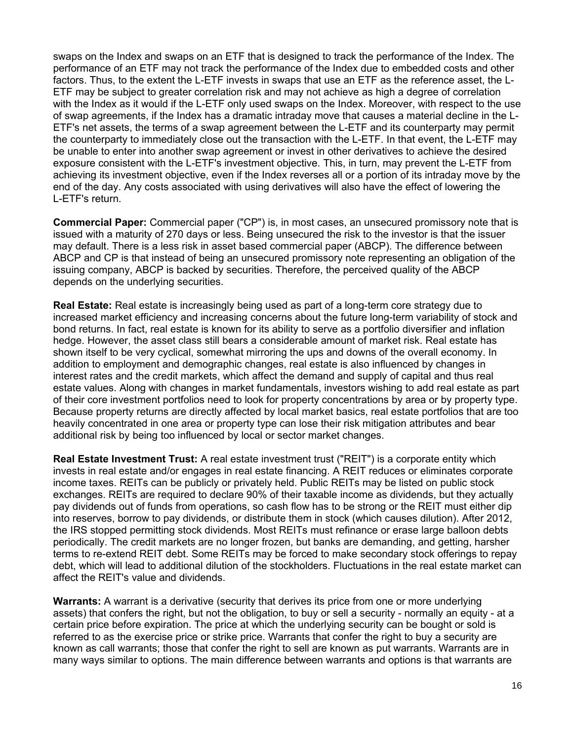swaps on the Index and swaps on an ETF that is designed to track the performance of the Index. The performance of an ETF may not track the performance of the Index due to embedded costs and other factors. Thus, to the extent the L-ETF invests in swaps that use an ETF as the reference asset, the L-ETF may be subject to greater correlation risk and may not achieve as high a degree of correlation with the Index as it would if the L-ETF only used swaps on the Index. Moreover, with respect to the use of swap agreements, if the Index has a dramatic intraday move that causes a material decline in the L-ETF's net assets, the terms of a swap agreement between the L-ETF and its counterparty may permit the counterparty to immediately close out the transaction with the L-ETF. In that event, the L-ETF may be unable to enter into another swap agreement or invest in other derivatives to achieve the desired exposure consistent with the L-ETF's investment objective. This, in turn, may prevent the L-ETF from achieving its investment objective, even if the Index reverses all or a portion of its intraday move by the end of the day. Any costs associated with using derivatives will also have the effect of lowering the L-ETF's return.

**Commercial Paper:** Commercial paper ("CP") is, in most cases, an unsecured promissory note that is issued with a maturity of 270 days or less. Being unsecured the risk to the investor is that the issuer may default. There is a less risk in asset based commercial paper (ABCP). The difference between ABCP and CP is that instead of being an unsecured promissory note representing an obligation of the issuing company, ABCP is backed by securities. Therefore, the perceived quality of the ABCP depends on the underlying securities.

**Real Estate:** Real estate is increasingly being used as part of a long-term core strategy due to increased market efficiency and increasing concerns about the future long-term variability of stock and bond returns. In fact, real estate is known for its ability to serve as a portfolio diversifier and inflation hedge. However, the asset class still bears a considerable amount of market risk. Real estate has shown itself to be very cyclical, somewhat mirroring the ups and downs of the overall economy. In addition to employment and demographic changes, real estate is also influenced by changes in interest rates and the credit markets, which affect the demand and supply of capital and thus real estate values. Along with changes in market fundamentals, investors wishing to add real estate as part of their core investment portfolios need to look for property concentrations by area or by property type. Because property returns are directly affected by local market basics, real estate portfolios that are too heavily concentrated in one area or property type can lose their risk mitigation attributes and bear additional risk by being too influenced by local or sector market changes.

**Real Estate Investment Trust:** A real estate investment trust ("REIT") is a corporate entity which invests in real estate and/or engages in real estate financing. A REIT reduces or eliminates corporate income taxes. REITs can be publicly or privately held. Public REITs may be listed on public stock exchanges. REITs are required to declare 90% of their taxable income as dividends, but they actually pay dividends out of funds from operations, so cash flow has to be strong or the REIT must either dip into reserves, borrow to pay dividends, or distribute them in stock (which causes dilution). After 2012, the IRS stopped permitting stock dividends. Most REITs must refinance or erase large balloon debts periodically. The credit markets are no longer frozen, but banks are demanding, and getting, harsher terms to re-extend REIT debt. Some REITs may be forced to make secondary stock offerings to repay debt, which will lead to additional dilution of the stockholders. Fluctuations in the real estate market can affect the REIT's value and dividends.

**Warrants:** A warrant is a derivative (security that derives its price from one or more underlying assets) that confers the right, but not the obligation, to buy or sell a security - normally an equity - at a certain price before expiration. The price at which the underlying security can be bought or sold is referred to as the exercise price or strike price. Warrants that confer the right to buy a security are known as call warrants; those that confer the right to sell are known as put warrants. Warrants are in many ways similar to options. The main difference between warrants and options is that warrants are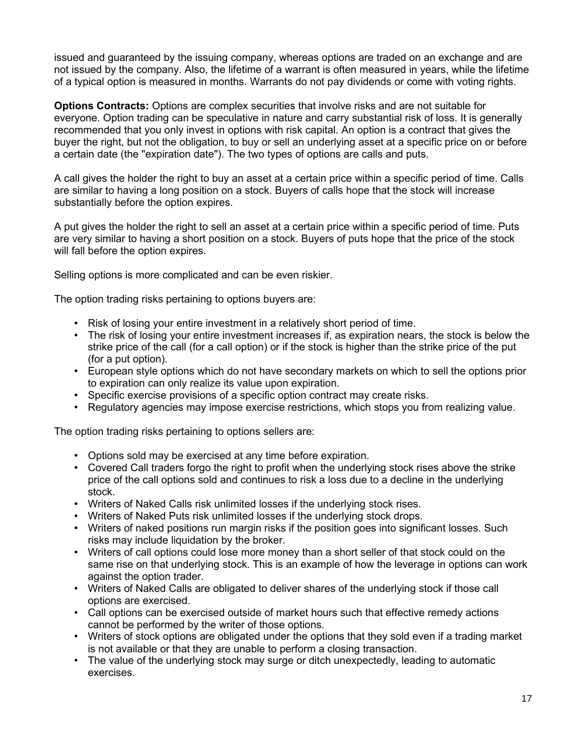issued and guaranteed by the issuing company, whereas options are traded on an exchange and are not issued by the company. Also, the lifetime of a warrant is often measured in years, while the lifetime of a typical option is measured in months. Warrants do not pay dividends or come with voting rights.

**Options Contracts:** Options are complex securities that involve risks and are not suitable for everyone. Option trading can be speculative in nature and carry substantial risk of loss. It is generally recommended that you only invest in options with risk capital. An option is a contract that gives the buyer the right, but not the obligation, to buy or sell an underlying asset at a specific price on or before a certain date (the "expiration date"). The two types of options are calls and puts.

A call gives the holder the right to buy an asset at a certain price within a specific period of time. Calls are similar to having a long position on a stock. Buyers of calls hope that the stock will increase substantially before the option expires.

A put gives the holder the right to sell an asset at a certain price within a specific period of time. Puts are very similar to having a short position on a stock. Buyers of puts hope that the price of the stock will fall before the option expires.

Selling options is more complicated and can be even riskier.

The option trading risks pertaining to options buyers are:

- Risk of losing your entire investment in a relatively short period of time.
- The risk of losing your entire investment increases if, as expiration nears, the stock is below the strike price of the call (for a call option) or if the stock is higher than the strike price of the put (for a put option).
- European style options which do not have secondary markets on which to sell the options prior to expiration can only realize its value upon expiration.
- Specific exercise provisions of a specific option contract may create risks.
- Regulatory agencies may impose exercise restrictions, which stops you from realizing value.

The option trading risks pertaining to options sellers are:

- Options sold may be exercised at any time before expiration.
- Covered Call traders forgo the right to profit when the underlying stock rises above the strike price of the call options sold and continues to risk a loss due to a decline in the underlying stock.
- Writers of Naked Calls risk unlimited losses if the underlying stock rises.
- Writers of Naked Puts risk unlimited losses if the underlying stock drops.
- Writers of naked positions run margin risks if the position goes into significant losses. Such risks may include liquidation by the broker.
- Writers of call options could lose more money than a short seller of that stock could on the same rise on that underlying stock. This is an example of how the leverage in options can work against the option trader.
- Writers of Naked Calls are obligated to deliver shares of the underlying stock if those call options are exercised.
- Call options can be exercised outside of market hours such that effective remedy actions cannot be performed by the writer of those options.
- Writers of stock options are obligated under the options that they sold even if a trading market is not available or that they are unable to perform a closing transaction.
- The value of the underlying stock may surge or ditch unexpectedly, leading to automatic exercises.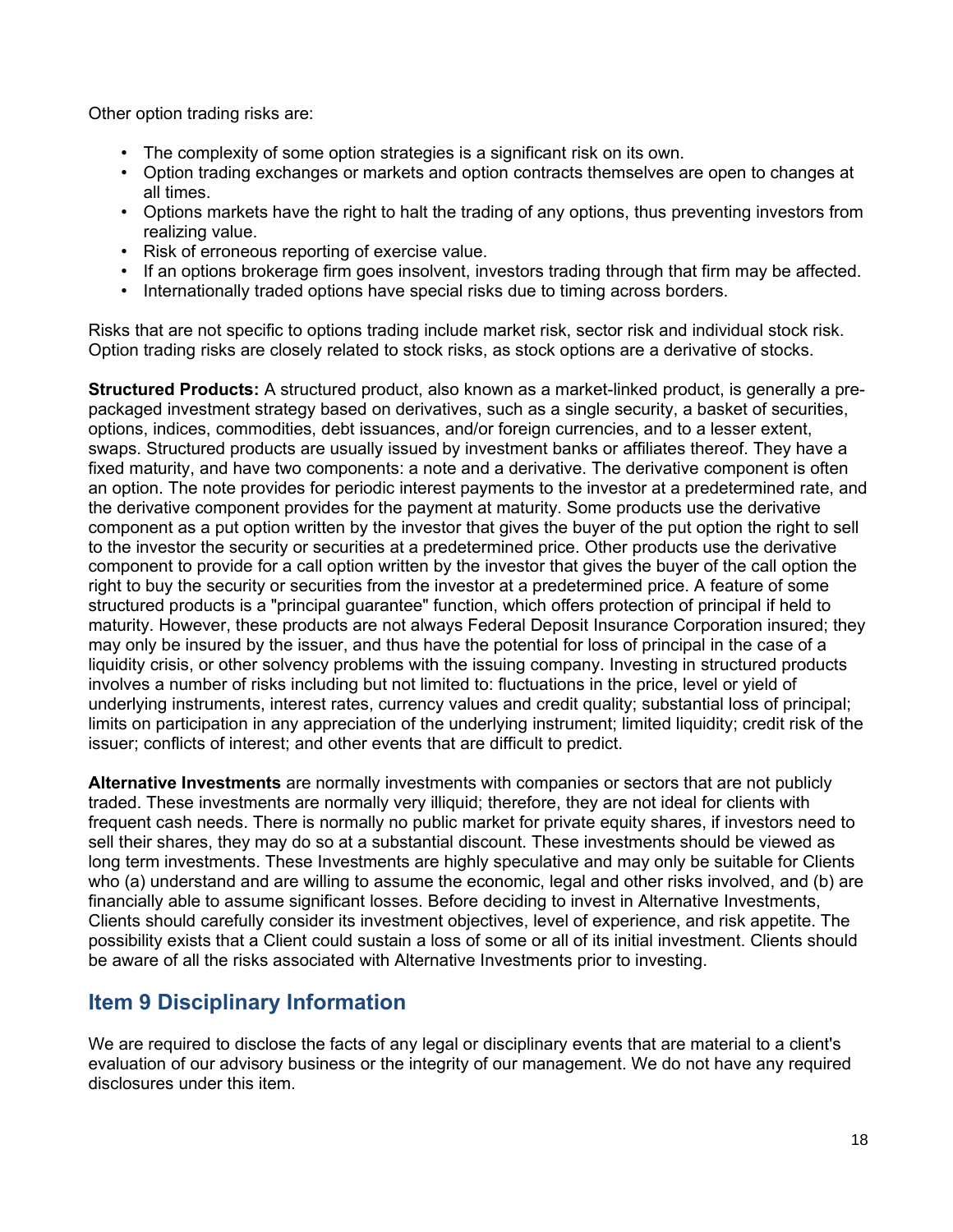Other option trading risks are:

- The complexity of some option strategies is a significant risk on its own.
- Option trading exchanges or markets and option contracts themselves are open to changes at all times.
- Options markets have the right to halt the trading of any options, thus preventing investors from realizing value.
- Risk of erroneous reporting of exercise value.
- If an options brokerage firm goes insolvent, investors trading through that firm may be affected.
- Internationally traded options have special risks due to timing across borders.

Risks that are not specific to options trading include market risk, sector risk and individual stock risk. Option trading risks are closely related to stock risks, as stock options are a derivative of stocks.

**Structured Products:** A structured product, also known as a market-linked product, is generally a pre-packaged investment strategy based on derivatives, such as a single security, a basket of securities, options, indices, commodities, debt issuances, and/or foreign currencies, and to a lesser extent, swaps. Structured products are usually issued by investment banks or affiliates thereof. They have a fixed maturity, and have two components: a note and a derivative. The derivative component is often an option. The note provides for periodic interest payments to the investor at a predetermined rate, and the derivative component provides for the payment at maturity. Some products use the derivative component as a put option written by the investor that gives the buyer of the put option the right to sell to the investor the security or securities at a predetermined price. Other products use the derivative component to provide for a call option written by the investor that gives the buyer of the call option the right to buy the security or securities from the investor at a predetermined price. A feature of some structured products is a "principal guarantee" function, which offers protection of principal if held to maturity. However, these products are not always Federal Deposit Insurance Corporation insured; they may only be insured by the issuer, and thus have the potential for loss of principal in the case of a liquidity crisis, or other solvency problems with the issuing company. Investing in structured products involves a number of risks including but not limited to: fluctuations in the price, level or yield of underlying instruments, interest rates, currency values and credit quality; substantial loss of principal; limits on participation in any appreciation of the underlying instrument; limited liquidity; credit risk of the issuer; conflicts of interest; and other events that are difficult to predict.

**Alternative Investments** are normally investments with companies or sectors that are not publicly traded. These investments are normally very illiquid; therefore, they are not ideal for clients with frequent cash needs. There is normally no public market for private equity shares, if investors need to sell their shares, they may do so at a substantial discount. These investments should be viewed as long term investments. These Investments are highly speculative and may only be suitable for Clients who (a) understand and are willing to assume the economic, legal and other risks involved, and (b) are financially able to assume significant losses. Before deciding to invest in Alternative Investments, Clients should carefully consider its investment objectives, level of experience, and risk appetite. The possibility exists that a Client could sustain a loss of some or all of its initial investment. Clients should be aware of all the risks associated with Alternative Investments prior to investing.

## Item 9 Disciplinary Information

We are required to disclose the facts of any legal or disciplinary events that are material to a client's evaluation of our advisory business or the integrity of our management. We do not have any required disclosures under this item.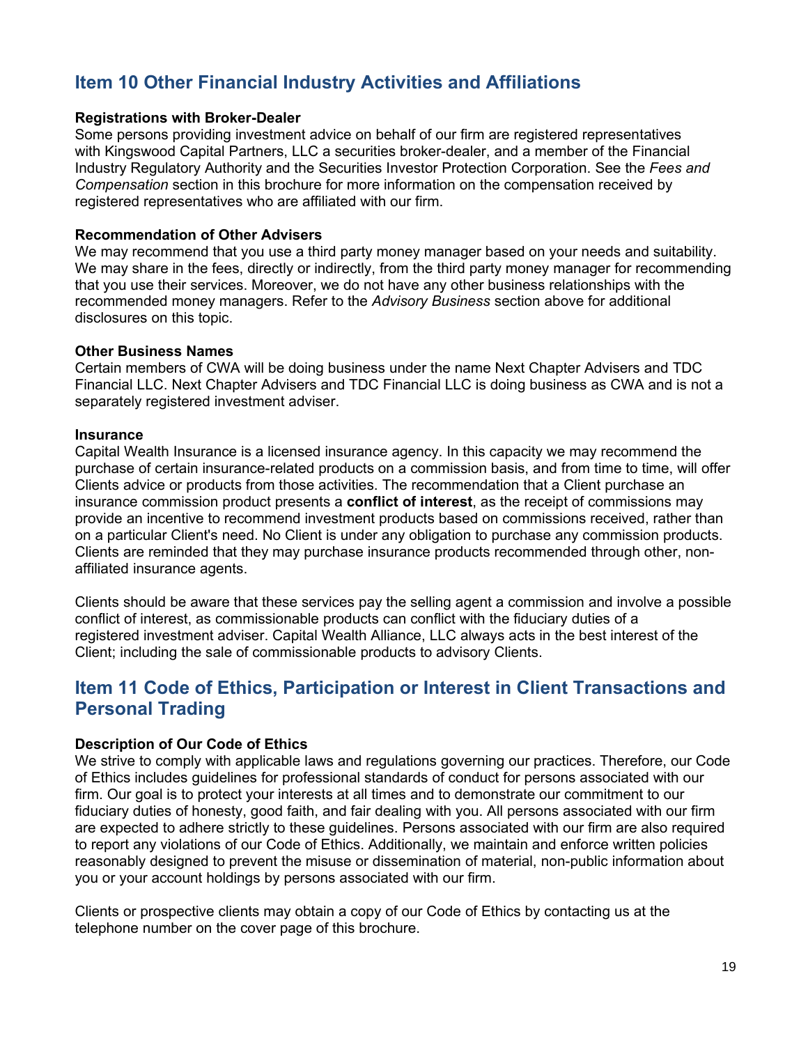## Item 10 Other Financial Industry Activities and Affiliations

**Registrations with Broker-Dealer**
Some persons providing investment advice on behalf of our firm are registered representatives with Kingswood Capital Partners, LLC a securities broker-dealer, and a member of the Financial Industry Regulatory Authority and the Securities Investor Protection Corporation. See the *Fees and Compensation* section in this brochure for more information on the compensation received by registered representatives who are affiliated with our firm.

**Recommendation of Other Advisers**
We may recommend that you use a third party money manager based on your needs and suitability. We may share in the fees, directly or indirectly, from the third party money manager for recommending that you use their services. Moreover, we do not have any other business relationships with the recommended money managers. Refer to the *Advisory Business* section above for additional disclosures on this topic.

**Other Business Names**
Certain members of CWA will be doing business under the name Next Chapter Advisers and TDC Financial LLC. Next Chapter Advisers and TDC Financial LLC is doing business as CWA and is not a separately registered investment adviser.

**Insurance**
Capital Wealth Insurance is a licensed insurance agency. In this capacity we may recommend the purchase of certain insurance-related products on a commission basis, and from time to time, will offer Clients advice or products from those activities. The recommendation that a Client purchase an insurance commission product presents a **conflict of interest**, as the receipt of commissions may provide an incentive to recommend investment products based on commissions received, rather than on a particular Client's need. No Client is under any obligation to purchase any commission products. Clients are reminded that they may purchase insurance products recommended through other, non-affiliated insurance agents.

Clients should be aware that these services pay the selling agent a commission and involve a possible conflict of interest, as commissionable products can conflict with the fiduciary duties of a registered investment adviser. Capital Wealth Alliance, LLC always acts in the best interest of the Client; including the sale of commissionable products to advisory Clients.

## Item 11 Code of Ethics, Participation or Interest in Client Transactions and Personal Trading

**Description of Our Code of Ethics**
We strive to comply with applicable laws and regulations governing our practices. Therefore, our Code of Ethics includes guidelines for professional standards of conduct for persons associated with our firm. Our goal is to protect your interests at all times and to demonstrate our commitment to our fiduciary duties of honesty, good faith, and fair dealing with you. All persons associated with our firm are expected to adhere strictly to these guidelines. Persons associated with our firm are also required to report any violations of our Code of Ethics. Additionally, we maintain and enforce written policies reasonably designed to prevent the misuse or dissemination of material, non-public information about you or your account holdings by persons associated with our firm.

Clients or prospective clients may obtain a copy of our Code of Ethics by contacting us at the telephone number on the cover page of this brochure.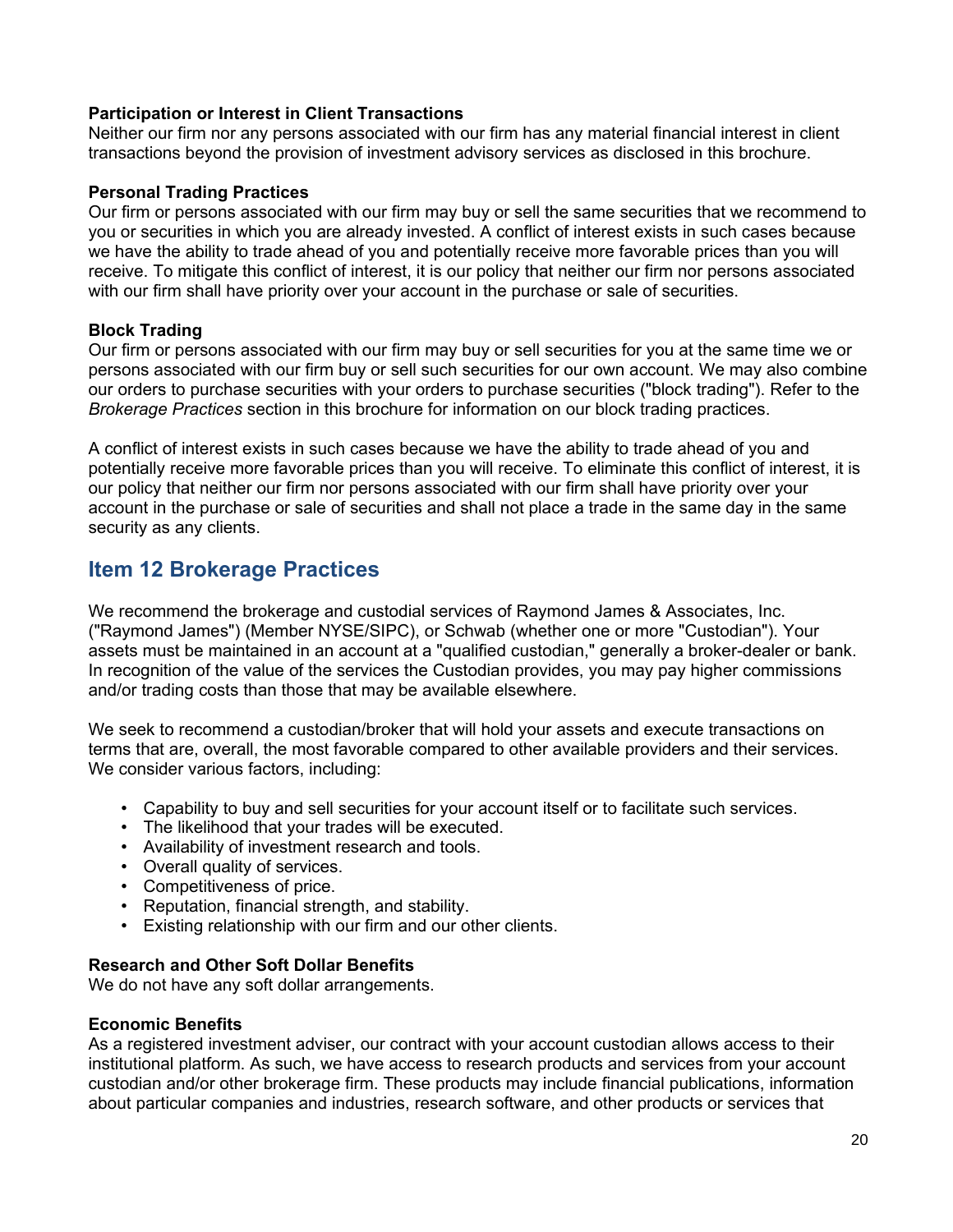**Participation or Interest in Client Transactions**
Neither our firm nor any persons associated with our firm has any material financial interest in client transactions beyond the provision of investment advisory services as disclosed in this brochure.

**Personal Trading Practices**
Our firm or persons associated with our firm may buy or sell the same securities that we recommend to you or securities in which you are already invested. A conflict of interest exists in such cases because we have the ability to trade ahead of you and potentially receive more favorable prices than you will receive. To mitigate this conflict of interest, it is our policy that neither our firm nor persons associated with our firm shall have priority over your account in the purchase or sale of securities.

**Block Trading**
Our firm or persons associated with our firm may buy or sell securities for you at the same time we or persons associated with our firm buy or sell such securities for our own account. We may also combine our orders to purchase securities with your orders to purchase securities ("block trading"). Refer to the *Brokerage Practices* section in this brochure for information on our block trading practices.

A conflict of interest exists in such cases because we have the ability to trade ahead of you and potentially receive more favorable prices than you will receive. To eliminate this conflict of interest, it is our policy that neither our firm nor persons associated with our firm shall have priority over your account in the purchase or sale of securities and shall not place a trade in the same day in the same security as any clients.

## Item 12 Brokerage Practices

We recommend the brokerage and custodial services of Raymond James & Associates, Inc. ("Raymond James") (Member NYSE/SIPC), or Schwab (whether one or more "Custodian"). Your assets must be maintained in an account at a "qualified custodian," generally a broker-dealer or bank. In recognition of the value of the services the Custodian provides, you may pay higher commissions and/or trading costs than those that may be available elsewhere.

We seek to recommend a custodian/broker that will hold your assets and execute transactions on terms that are, overall, the most favorable compared to other available providers and their services. We consider various factors, including:

- Capability to buy and sell securities for your account itself or to facilitate such services.
- The likelihood that your trades will be executed.
- Availability of investment research and tools.
- Overall quality of services.
- Competitiveness of price.
- Reputation, financial strength, and stability.
- Existing relationship with our firm and our other clients.

**Research and Other Soft Dollar Benefits**
We do not have any soft dollar arrangements.

**Economic Benefits**
As a registered investment adviser, our contract with your account custodian allows access to their institutional platform. As such, we have access to research products and services from your account custodian and/or other brokerage firm. These products may include financial publications, information about particular companies and industries, research software, and other products or services that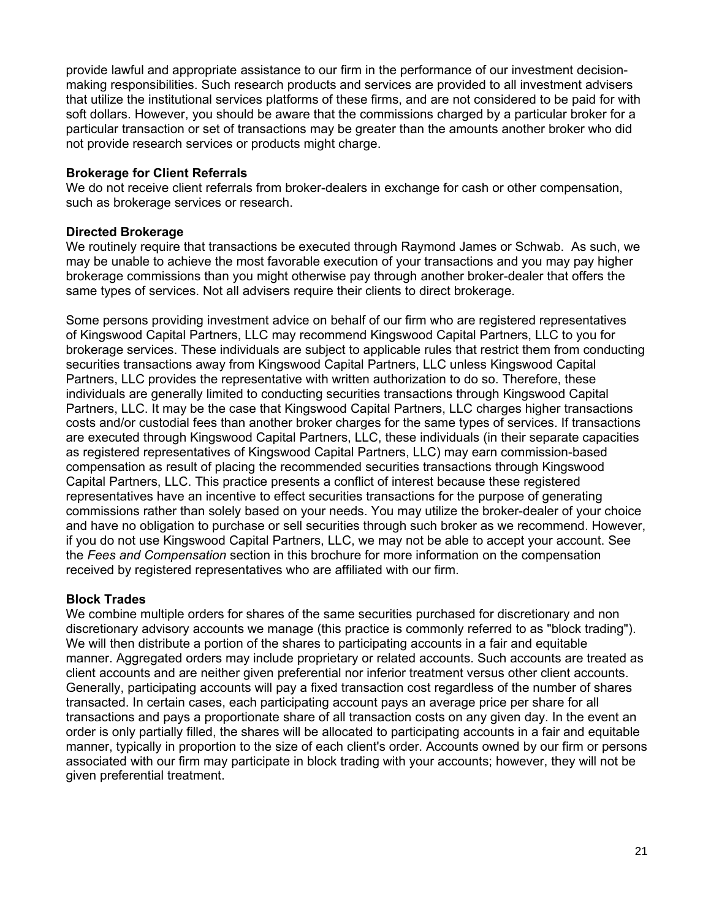provide lawful and appropriate assistance to our firm in the performance of our investment decision-making responsibilities. Such research products and services are provided to all investment advisers that utilize the institutional services platforms of these firms, and are not considered to be paid for with soft dollars. However, you should be aware that the commissions charged by a particular broker for a particular transaction or set of transactions may be greater than the amounts another broker who did not provide research services or products might charge.

**Brokerage for Client Referrals**
We do not receive client referrals from broker-dealers in exchange for cash or other compensation, such as brokerage services or research.

**Directed Brokerage**
We routinely require that transactions be executed through Raymond James or Schwab. As such, we may be unable to achieve the most favorable execution of your transactions and you may pay higher brokerage commissions than you might otherwise pay through another broker-dealer that offers the same types of services. Not all advisers require their clients to direct brokerage.

Some persons providing investment advice on behalf of our firm who are registered representatives of Kingswood Capital Partners, LLC may recommend Kingswood Capital Partners, LLC to you for brokerage services. These individuals are subject to applicable rules that restrict them from conducting securities transactions away from Kingswood Capital Partners, LLC unless Kingswood Capital Partners, LLC provides the representative with written authorization to do so. Therefore, these individuals are generally limited to conducting securities transactions through Kingswood Capital Partners, LLC. It may be the case that Kingswood Capital Partners, LLC charges higher transactions costs and/or custodial fees than another broker charges for the same types of services. If transactions are executed through Kingswood Capital Partners, LLC, these individuals (in their separate capacities as registered representatives of Kingswood Capital Partners, LLC) may earn commission-based compensation as result of placing the recommended securities transactions through Kingswood Capital Partners, LLC. This practice presents a conflict of interest because these registered representatives have an incentive to effect securities transactions for the purpose of generating commissions rather than solely based on your needs. You may utilize the broker-dealer of your choice and have no obligation to purchase or sell securities through such broker as we recommend. However, if you do not use Kingswood Capital Partners, LLC, we may not be able to accept your account. See the *Fees and Compensation* section in this brochure for more information on the compensation received by registered representatives who are affiliated with our firm.

**Block Trades**
We combine multiple orders for shares of the same securities purchased for discretionary and non discretionary advisory accounts we manage (this practice is commonly referred to as "block trading"). We will then distribute a portion of the shares to participating accounts in a fair and equitable manner. Aggregated orders may include proprietary or related accounts. Such accounts are treated as client accounts and are neither given preferential nor inferior treatment versus other client accounts. Generally, participating accounts will pay a fixed transaction cost regardless of the number of shares transacted. In certain cases, each participating account pays an average price per share for all transactions and pays a proportionate share of all transaction costs on any given day. In the event an order is only partially filled, the shares will be allocated to participating accounts in a fair and equitable manner, typically in proportion to the size of each client's order. Accounts owned by our firm or persons associated with our firm may participate in block trading with your accounts; however, they will not be given preferential treatment.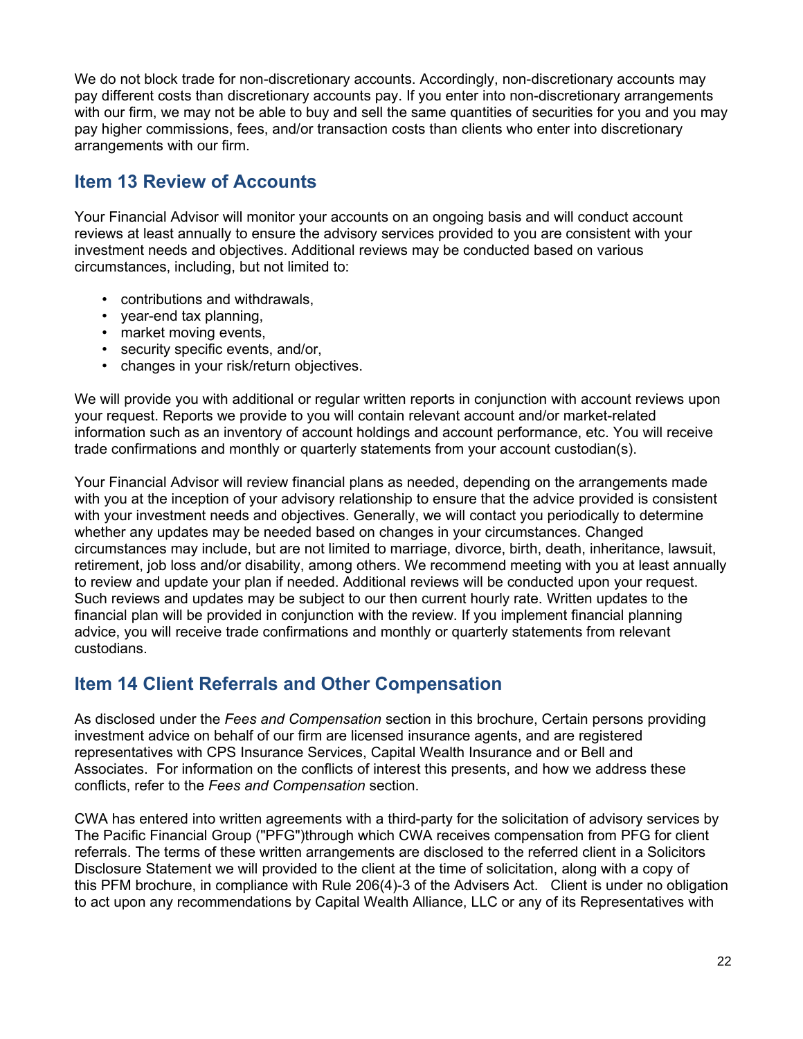We do not block trade for non-discretionary accounts. Accordingly, non-discretionary accounts may pay different costs than discretionary accounts pay. If you enter into non-discretionary arrangements with our firm, we may not be able to buy and sell the same quantities of securities for you and you may pay higher commissions, fees, and/or transaction costs than clients who enter into discretionary arrangements with our firm.

## Item 13 Review of Accounts

Your Financial Advisor will monitor your accounts on an ongoing basis and will conduct account reviews at least annually to ensure the advisory services provided to you are consistent with your investment needs and objectives. Additional reviews may be conducted based on various circumstances, including, but not limited to:

- contributions and withdrawals,
- year-end tax planning,
- market moving events,
- security specific events, and/or,
- changes in your risk/return objectives.

We will provide you with additional or regular written reports in conjunction with account reviews upon your request. Reports we provide to you will contain relevant account and/or market-related information such as an inventory of account holdings and account performance, etc. You will receive trade confirmations and monthly or quarterly statements from your account custodian(s).

Your Financial Advisor will review financial plans as needed, depending on the arrangements made with you at the inception of your advisory relationship to ensure that the advice provided is consistent with your investment needs and objectives. Generally, we will contact you periodically to determine whether any updates may be needed based on changes in your circumstances. Changed circumstances may include, but are not limited to marriage, divorce, birth, death, inheritance, lawsuit, retirement, job loss and/or disability, among others. We recommend meeting with you at least annually to review and update your plan if needed. Additional reviews will be conducted upon your request. Such reviews and updates may be subject to our then current hourly rate. Written updates to the financial plan will be provided in conjunction with the review. If you implement financial planning advice, you will receive trade confirmations and monthly or quarterly statements from relevant custodians.

## Item 14 Client Referrals and Other Compensation

As disclosed under the *Fees and Compensation* section in this brochure, Certain persons providing investment advice on behalf of our firm are licensed insurance agents, and are registered representatives with CPS Insurance Services, Capital Wealth Insurance and or Bell and Associates. For information on the conflicts of interest this presents, and how we address these conflicts, refer to the *Fees and Compensation* section.

CWA has entered into written agreements with a third-party for the solicitation of advisory services by The Pacific Financial Group ("PFG")through which CWA receives compensation from PFG for client referrals. The terms of these written arrangements are disclosed to the referred client in a Solicitors Disclosure Statement we will provided to the client at the time of solicitation, along with a copy of this PFM brochure, in compliance with Rule 206(4)-3 of the Advisers Act. Client is under no obligation to act upon any recommendations by Capital Wealth Alliance, LLC or any of its Representatives with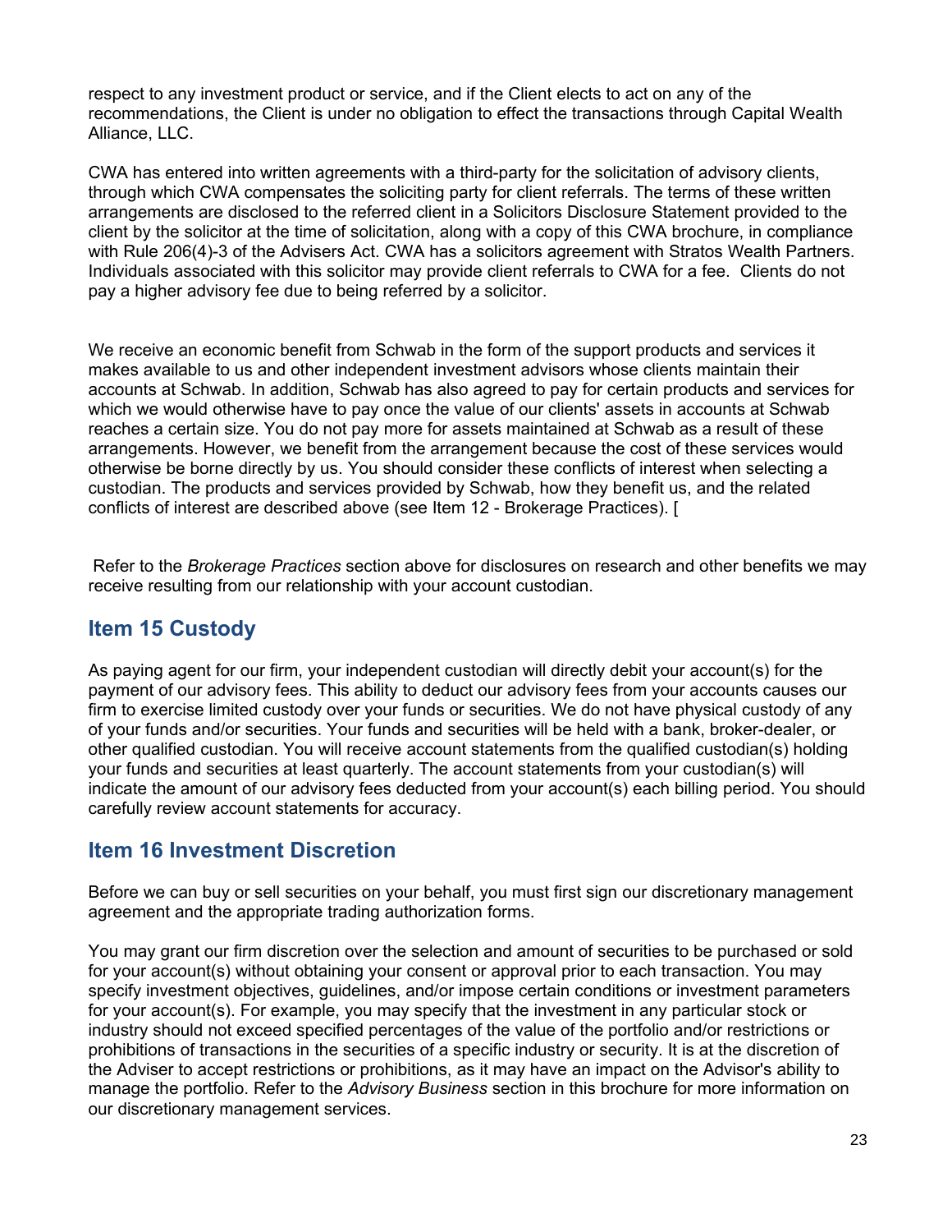respect to any investment product or service, and if the Client elects to act on any of the recommendations, the Client is under no obligation to effect the transactions through Capital Wealth Alliance, LLC.

CWA has entered into written agreements with a third-party for the solicitation of advisory clients, through which CWA compensates the soliciting party for client referrals. The terms of these written arrangements are disclosed to the referred client in a Solicitors Disclosure Statement provided to the client by the solicitor at the time of solicitation, along with a copy of this CWA brochure, in compliance with Rule 206(4)-3 of the Advisers Act. CWA has a solicitors agreement with Stratos Wealth Partners. Individuals associated with this solicitor may provide client referrals to CWA for a fee. Clients do not pay a higher advisory fee due to being referred by a solicitor.

We receive an economic benefit from Schwab in the form of the support products and services it makes available to us and other independent investment advisors whose clients maintain their accounts at Schwab. In addition, Schwab has also agreed to pay for certain products and services for which we would otherwise have to pay once the value of our clients' assets in accounts at Schwab reaches a certain size. You do not pay more for assets maintained at Schwab as a result of these arrangements. However, we benefit from the arrangement because the cost of these services would otherwise be borne directly by us. You should consider these conflicts of interest when selecting a custodian. The products and services provided by Schwab, how they benefit us, and the related conflicts of interest are described above (see Item 12 - Brokerage Practices). [

Refer to the *Brokerage Practices* section above for disclosures on research and other benefits we may receive resulting from our relationship with your account custodian.

## Item 15 Custody

As paying agent for our firm, your independent custodian will directly debit your account(s) for the payment of our advisory fees. This ability to deduct our advisory fees from your accounts causes our firm to exercise limited custody over your funds or securities. We do not have physical custody of any of your funds and/or securities. Your funds and securities will be held with a bank, broker-dealer, or other qualified custodian. You will receive account statements from the qualified custodian(s) holding your funds and securities at least quarterly. The account statements from your custodian(s) will indicate the amount of our advisory fees deducted from your account(s) each billing period. You should carefully review account statements for accuracy.

## Item 16 Investment Discretion

Before we can buy or sell securities on your behalf, you must first sign our discretionary management agreement and the appropriate trading authorization forms.

You may grant our firm discretion over the selection and amount of securities to be purchased or sold for your account(s) without obtaining your consent or approval prior to each transaction. You may specify investment objectives, guidelines, and/or impose certain conditions or investment parameters for your account(s). For example, you may specify that the investment in any particular stock or industry should not exceed specified percentages of the value of the portfolio and/or restrictions or prohibitions of transactions in the securities of a specific industry or security. It is at the discretion of the Adviser to accept restrictions or prohibitions, as it may have an impact on the Advisor's ability to manage the portfolio. Refer to the *Advisory Business* section in this brochure for more information on our discretionary management services.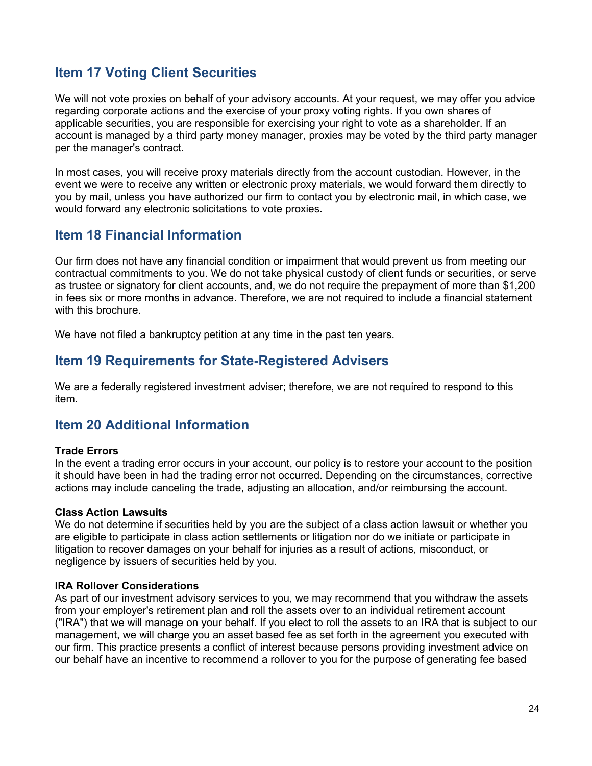## Item 17 Voting Client Securities

We will not vote proxies on behalf of your advisory accounts. At your request, we may offer you advice regarding corporate actions and the exercise of your proxy voting rights. If you own shares of applicable securities, you are responsible for exercising your right to vote as a shareholder. If an account is managed by a third party money manager, proxies may be voted by the third party manager per the manager's contract.

In most cases, you will receive proxy materials directly from the account custodian. However, in the event we were to receive any written or electronic proxy materials, we would forward them directly to you by mail, unless you have authorized our firm to contact you by electronic mail, in which case, we would forward any electronic solicitations to vote proxies.

## Item 18 Financial Information

Our firm does not have any financial condition or impairment that would prevent us from meeting our contractual commitments to you. We do not take physical custody of client funds or securities, or serve as trustee or signatory for client accounts, and, we do not require the prepayment of more than $1,200 in fees six or more months in advance. Therefore, we are not required to include a financial statement with this brochure.

We have not filed a bankruptcy petition at any time in the past ten years.

## Item 19 Requirements for State-Registered Advisers

We are a federally registered investment adviser; therefore, we are not required to respond to this item.

## Item 20 Additional Information

**Trade Errors**
In the event a trading error occurs in your account, our policy is to restore your account to the position it should have been in had the trading error not occurred. Depending on the circumstances, corrective actions may include canceling the trade, adjusting an allocation, and/or reimbursing the account.

**Class Action Lawsuits**
We do not determine if securities held by you are the subject of a class action lawsuit or whether you are eligible to participate in class action settlements or litigation nor do we initiate or participate in litigation to recover damages on your behalf for injuries as a result of actions, misconduct, or negligence by issuers of securities held by you.

**IRA Rollover Considerations**
As part of our investment advisory services to you, we may recommend that you withdraw the assets from your employer's retirement plan and roll the assets over to an individual retirement account ("IRA") that we will manage on your behalf. If you elect to roll the assets to an IRA that is subject to our management, we will charge you an asset based fee as set forth in the agreement you executed with our firm. This practice presents a conflict of interest because persons providing investment advice on our behalf have an incentive to recommend a rollover to you for the purpose of generating fee based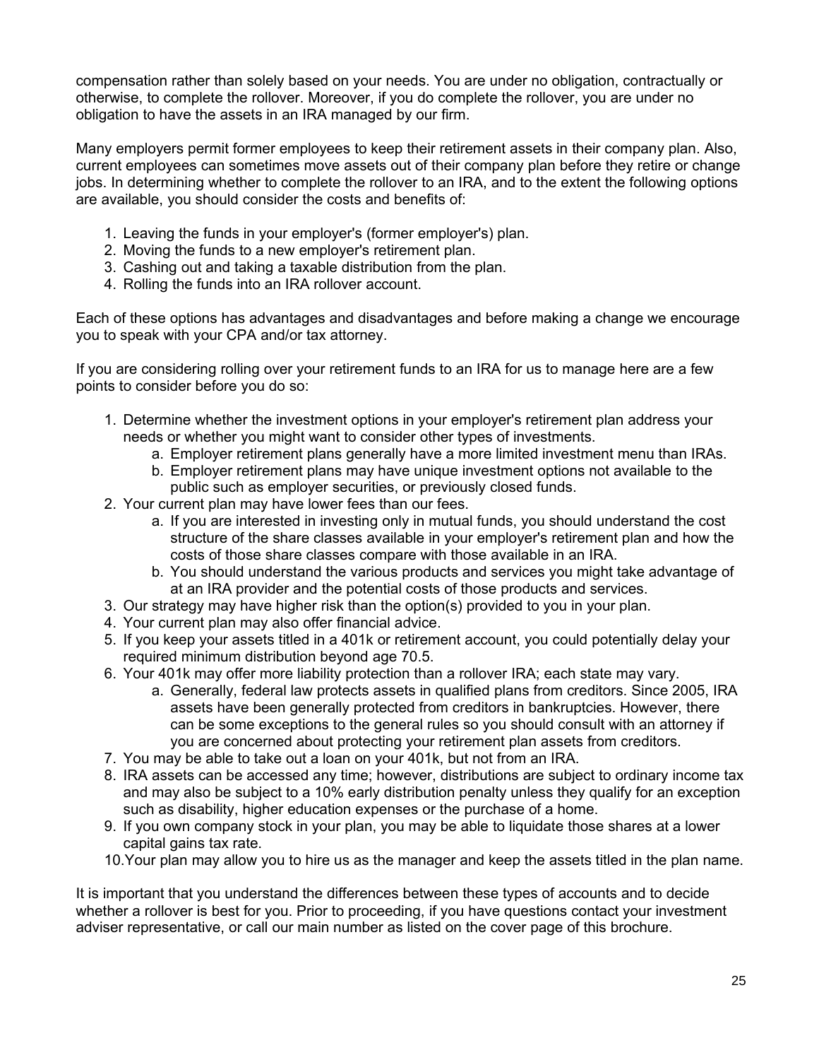compensation rather than solely based on your needs. You are under no obligation, contractually or otherwise, to complete the rollover. Moreover, if you do complete the rollover, you are under no obligation to have the assets in an IRA managed by our firm.

Many employers permit former employees to keep their retirement assets in their company plan. Also, current employees can sometimes move assets out of their company plan before they retire or change jobs. In determining whether to complete the rollover to an IRA, and to the extent the following options are available, you should consider the costs and benefits of:

1. Leaving the funds in your employer's (former employer's) plan.
2. Moving the funds to a new employer's retirement plan.
3. Cashing out and taking a taxable distribution from the plan.
4. Rolling the funds into an IRA rollover account.

Each of these options has advantages and disadvantages and before making a change we encourage you to speak with your CPA and/or tax attorney.

If you are considering rolling over your retirement funds to an IRA for us to manage here are a few points to consider before you do so:

1. Determine whether the investment options in your employer's retirement plan address your needs or whether you might want to consider other types of investments.
    a. Employer retirement plans generally have a more limited investment menu than IRAs.
    b. Employer retirement plans may have unique investment options not available to the public such as employer securities, or previously closed funds.
2. Your current plan may have lower fees than our fees.
    a. If you are interested in investing only in mutual funds, you should understand the cost structure of the share classes available in your employer's retirement plan and how the costs of those share classes compare with those available in an IRA.
    b. You should understand the various products and services you might take advantage of at an IRA provider and the potential costs of those products and services.
3. Our strategy may have higher risk than the option(s) provided to you in your plan.
4. Your current plan may also offer financial advice.
5. If you keep your assets titled in a 401k or retirement account, you could potentially delay your required minimum distribution beyond age 70.5.
6. Your 401k may offer more liability protection than a rollover IRA; each state may vary.
    a. Generally, federal law protects assets in qualified plans from creditors. Since 2005, IRA assets have been generally protected from creditors in bankruptcies. However, there can be some exceptions to the general rules so you should consult with an attorney if you are concerned about protecting your retirement plan assets from creditors.
7. You may be able to take out a loan on your 401k, but not from an IRA.
8. IRA assets can be accessed any time; however, distributions are subject to ordinary income tax and may also be subject to a 10% early distribution penalty unless they qualify for an exception such as disability, higher education expenses or the purchase of a home.
9. If you own company stock in your plan, you may be able to liquidate those shares at a lower capital gains tax rate.
10. Your plan may allow you to hire us as the manager and keep the assets titled in the plan name.

It is important that you understand the differences between these types of accounts and to decide whether a rollover is best for you. Prior to proceeding, if you have questions contact your investment adviser representative, or call our main number as listed on the cover page of this brochure.